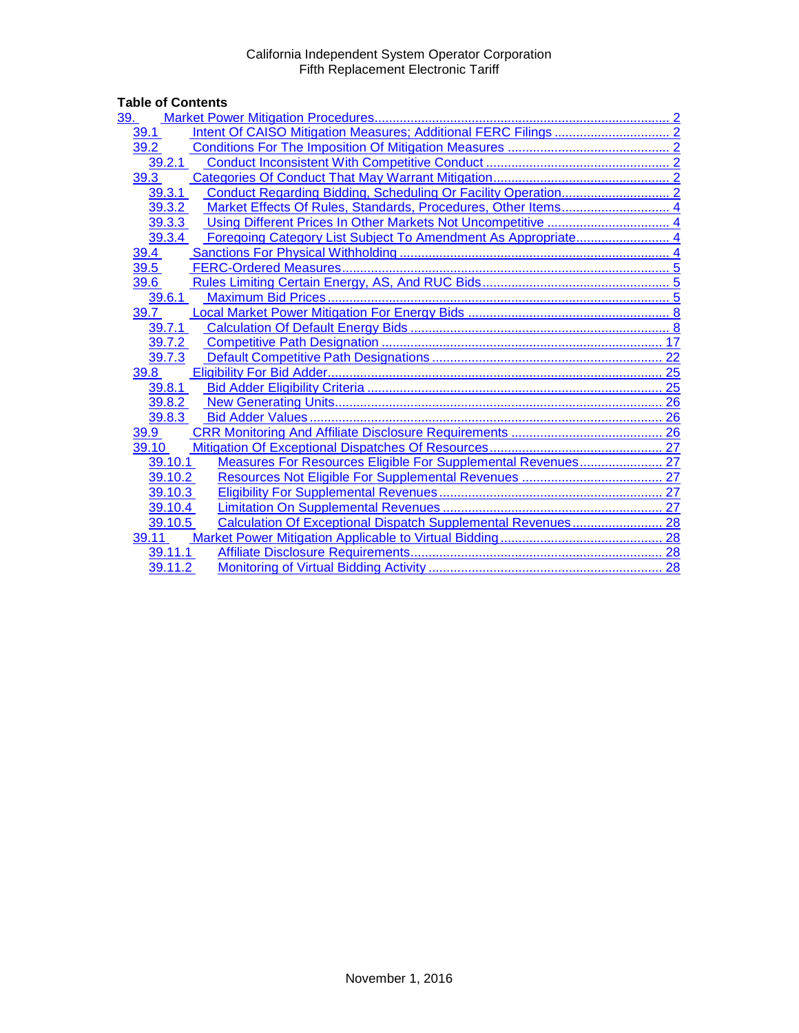California Independent System Operator Corporation
Fifth Replacement Electronic Tariff

**Table of Contents**

- 39. Market Power Mitigation Procedures ..... 2
  - 39.1 Intent Of CAISO Mitigation Measures; Additional FERC Filings ..... 2
  - 39.2 Conditions For The Imposition Of Mitigation Measures ..... 2
    - 39.2.1 Conduct Inconsistent With Competitive Conduct ..... 2
  - 39.3 Categories Of Conduct That May Warrant Mitigation ..... 2
    - 39.3.1 Conduct Regarding Bidding, Scheduling Or Facility Operation ..... 2
    - 39.3.2 Market Effects Of Rules, Standards, Procedures, Other Items ..... 4
    - 39.3.3 Using Different Prices In Other Markets Not Uncompetitive ..... 4
    - 39.3.4 Foregoing Category List Subject To Amendment As Appropriate ..... 4
  - 39.4 Sanctions For Physical Withholding ..... 4
  - 39.5 FERC-Ordered Measures ..... 5
  - 39.6 Rules Limiting Certain Energy, AS, And RUC Bids ..... 5
    - 39.6.1 Maximum Bid Prices ..... 5
  - 39.7 Local Market Power Mitigation For Energy Bids ..... 8
    - 39.7.1 Calculation Of Default Energy Bids ..... 8
    - 39.7.2 Competitive Path Designation ..... 17
    - 39.7.3 Default Competitive Path Designations ..... 22
  - 39.8 Eligibility For Bid Adder ..... 25
    - 39.8.1 Bid Adder Eligibility Criteria ..... 25
    - 39.8.2 New Generating Units ..... 26
    - 39.8.3 Bid Adder Values ..... 26
  - 39.9 CRR Monitoring And Affiliate Disclosure Requirements ..... 26
  - 39.10 Mitigation Of Exceptional Dispatches Of Resources ..... 27
    - 39.10.1 Measures For Resources Eligible For Supplemental Revenues ..... 27
    - 39.10.2 Resources Not Eligible For Supplemental Revenues ..... 27
    - 39.10.3 Eligibility For Supplemental Revenues ..... 27
    - 39.10.4 Limitation On Supplemental Revenues ..... 27
    - 39.10.5 Calculation Of Exceptional Dispatch Supplemental Revenues ..... 28
  - 39.11 Market Power Mitigation Applicable to Virtual Bidding ..... 28
    - 39.11.1 Affiliate Disclosure Requirements ..... 28
    - 39.11.2 Monitoring of Virtual Bidding Activity ..... 28

November 1, 2016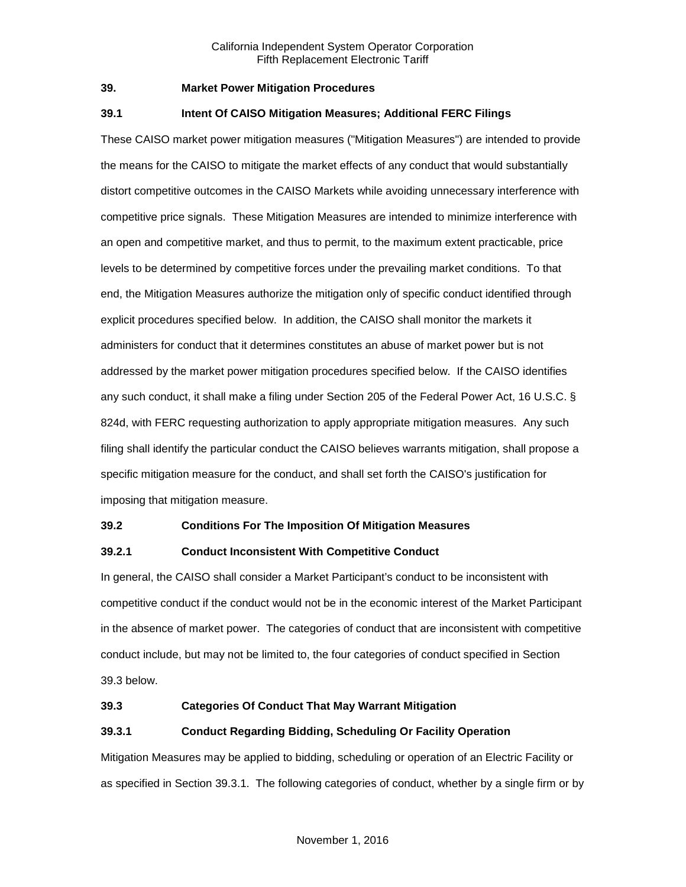## 39. Market Power Mitigation Procedures

### 39.1 Intent Of CAISO Mitigation Measures; Additional FERC Filings

These CAISO market power mitigation measures ("Mitigation Measures") are intended to provide the means for the CAISO to mitigate the market effects of any conduct that would substantially distort competitive outcomes in the CAISO Markets while avoiding unnecessary interference with competitive price signals. These Mitigation Measures are intended to minimize interference with an open and competitive market, and thus to permit, to the maximum extent practicable, price levels to be determined by competitive forces under the prevailing market conditions. To that end, the Mitigation Measures authorize the mitigation only of specific conduct identified through explicit procedures specified below. In addition, the CAISO shall monitor the markets it administers for conduct that it determines constitutes an abuse of market power but is not addressed by the market power mitigation procedures specified below. If the CAISO identifies any such conduct, it shall make a filing under Section 205 of the Federal Power Act, 16 U.S.C. § 824d, with FERC requesting authorization to apply appropriate mitigation measures. Any such filing shall identify the particular conduct the CAISO believes warrants mitigation, shall propose a specific mitigation measure for the conduct, and shall set forth the CAISO's justification for imposing that mitigation measure.

### 39.2 Conditions For The Imposition Of Mitigation Measures

#### 39.2.1 Conduct Inconsistent With Competitive Conduct

In general, the CAISO shall consider a Market Participant's conduct to be inconsistent with competitive conduct if the conduct would not be in the economic interest of the Market Participant in the absence of market power. The categories of conduct that are inconsistent with competitive conduct include, but may not be limited to, the four categories of conduct specified in Section 39.3 below.

### 39.3 Categories Of Conduct That May Warrant Mitigation

#### 39.3.1 Conduct Regarding Bidding, Scheduling Or Facility Operation

Mitigation Measures may be applied to bidding, scheduling or operation of an Electric Facility or as specified in Section 39.3.1. The following categories of conduct, whether by a single firm or by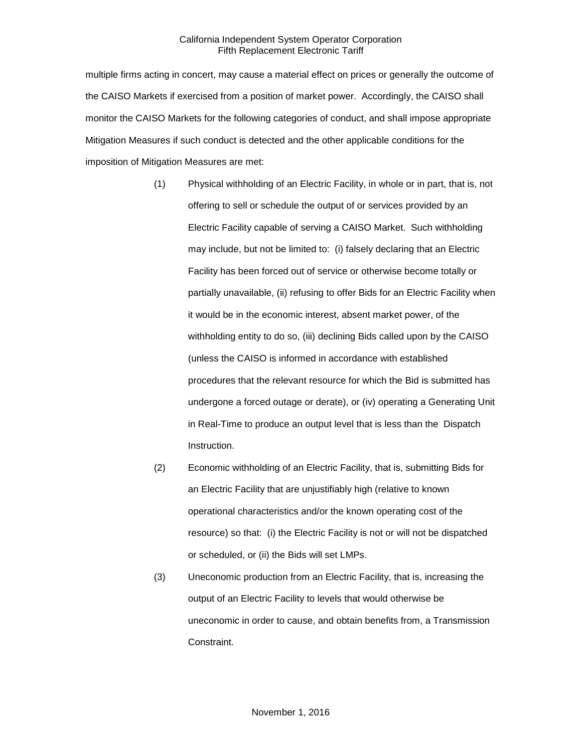multiple firms acting in concert, may cause a material effect on prices or generally the outcome of the CAISO Markets if exercised from a position of market power. Accordingly, the CAISO shall monitor the CAISO Markets for the following categories of conduct, and shall impose appropriate Mitigation Measures if such conduct is detected and the other applicable conditions for the imposition of Mitigation Measures are met:

(1) Physical withholding of an Electric Facility, in whole or in part, that is, not offering to sell or schedule the output of or services provided by an Electric Facility capable of serving a CAISO Market. Such withholding may include, but not be limited to: (i) falsely declaring that an Electric Facility has been forced out of service or otherwise become totally or partially unavailable, (ii) refusing to offer Bids for an Electric Facility when it would be in the economic interest, absent market power, of the withholding entity to do so, (iii) declining Bids called upon by the CAISO (unless the CAISO is informed in accordance with established procedures that the relevant resource for which the Bid is submitted has undergone a forced outage or derate), or (iv) operating a Generating Unit in Real-Time to produce an output level that is less than the Dispatch Instruction.

(2) Economic withholding of an Electric Facility, that is, submitting Bids for an Electric Facility that are unjustifiably high (relative to known operational characteristics and/or the known operating cost of the resource) so that: (i) the Electric Facility is not or will not be dispatched or scheduled, or (ii) the Bids will set LMPs.

(3) Uneconomic production from an Electric Facility, that is, increasing the output of an Electric Facility to levels that would otherwise be uneconomic in order to cause, and obtain benefits from, a Transmission Constraint.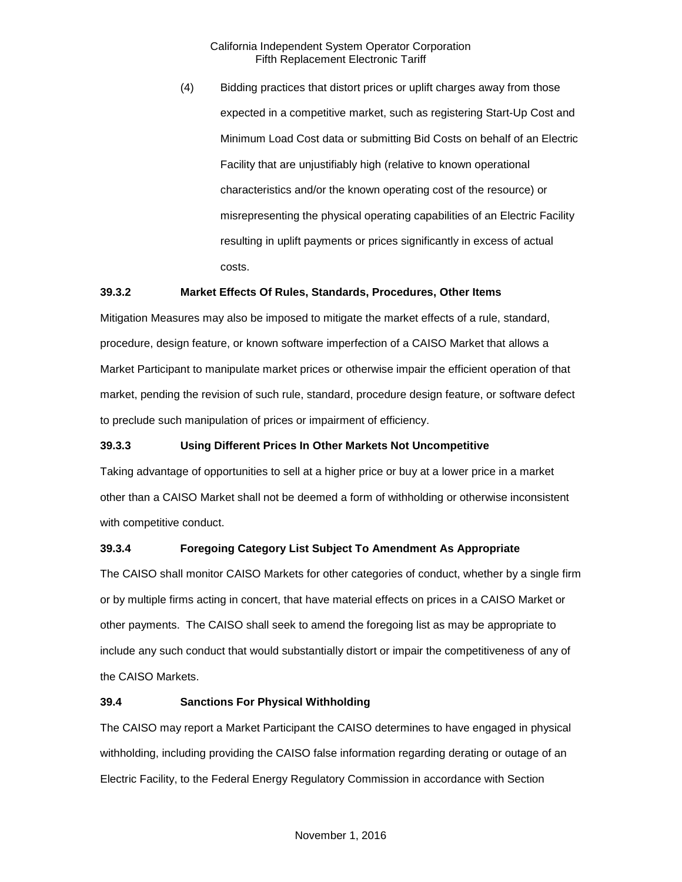(4) Bidding practices that distort prices or uplift charges away from those expected in a competitive market, such as registering Start-Up Cost and Minimum Load Cost data or submitting Bid Costs on behalf of an Electric Facility that are unjustifiably high (relative to known operational characteristics and/or the known operating cost of the resource) or misrepresenting the physical operating capabilities of an Electric Facility resulting in uplift payments or prices significantly in excess of actual costs.

### 39.3.2 Market Effects Of Rules, Standards, Procedures, Other Items

Mitigation Measures may also be imposed to mitigate the market effects of a rule, standard, procedure, design feature, or known software imperfection of a CAISO Market that allows a Market Participant to manipulate market prices or otherwise impair the efficient operation of that market, pending the revision of such rule, standard, procedure design feature, or software defect to preclude such manipulation of prices or impairment of efficiency.

### 39.3.3 Using Different Prices In Other Markets Not Uncompetitive

Taking advantage of opportunities to sell at a higher price or buy at a lower price in a market other than a CAISO Market shall not be deemed a form of withholding or otherwise inconsistent with competitive conduct.

### 39.3.4 Foregoing Category List Subject To Amendment As Appropriate

The CAISO shall monitor CAISO Markets for other categories of conduct, whether by a single firm or by multiple firms acting in concert, that have material effects on prices in a CAISO Market or other payments. The CAISO shall seek to amend the foregoing list as may be appropriate to include any such conduct that would substantially distort or impair the competitiveness of any of the CAISO Markets.

## 39.4 Sanctions For Physical Withholding

The CAISO may report a Market Participant the CAISO determines to have engaged in physical withholding, including providing the CAISO false information regarding derating or outage of an Electric Facility, to the Federal Energy Regulatory Commission in accordance with Section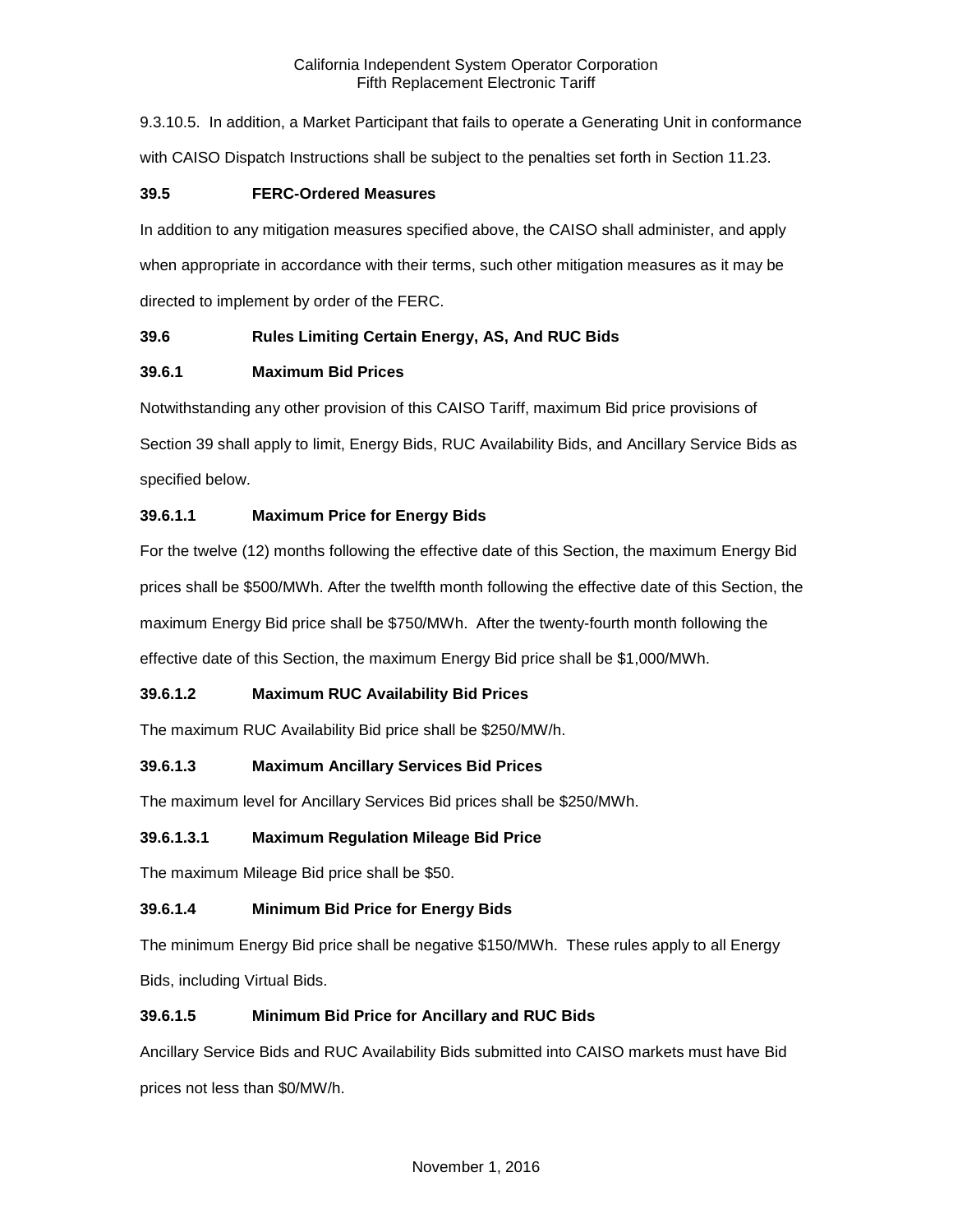9.3.10.5. In addition, a Market Participant that fails to operate a Generating Unit in conformance with CAISO Dispatch Instructions shall be subject to the penalties set forth in Section 11.23.

### 39.5 FERC-Ordered Measures

In addition to any mitigation measures specified above, the CAISO shall administer, and apply when appropriate in accordance with their terms, such other mitigation measures as it may be directed to implement by order of the FERC.

### 39.6 Rules Limiting Certain Energy, AS, And RUC Bids

### 39.6.1 Maximum Bid Prices

Notwithstanding any other provision of this CAISO Tariff, maximum Bid price provisions of Section 39 shall apply to limit, Energy Bids, RUC Availability Bids, and Ancillary Service Bids as specified below.

#### 39.6.1.1 Maximum Price for Energy Bids

For the twelve (12) months following the effective date of this Section, the maximum Energy Bid prices shall be $500/MWh. After the twelfth month following the effective date of this Section, the maximum Energy Bid price shall be $750/MWh. After the twenty-fourth month following the effective date of this Section, the maximum Energy Bid price shall be $1,000/MWh.

#### 39.6.1.2 Maximum RUC Availability Bid Prices

The maximum RUC Availability Bid price shall be $250/MW/h.

#### 39.6.1.3 Maximum Ancillary Services Bid Prices

The maximum level for Ancillary Services Bid prices shall be $250/MWh.

#### 39.6.1.3.1 Maximum Regulation Mileage Bid Price

The maximum Mileage Bid price shall be $50.

#### 39.6.1.4 Minimum Bid Price for Energy Bids

The minimum Energy Bid price shall be negative $150/MWh. These rules apply to all Energy Bids, including Virtual Bids.

#### 39.6.1.5 Minimum Bid Price for Ancillary and RUC Bids

Ancillary Service Bids and RUC Availability Bids submitted into CAISO markets must have Bid prices not less than $0/MW/h.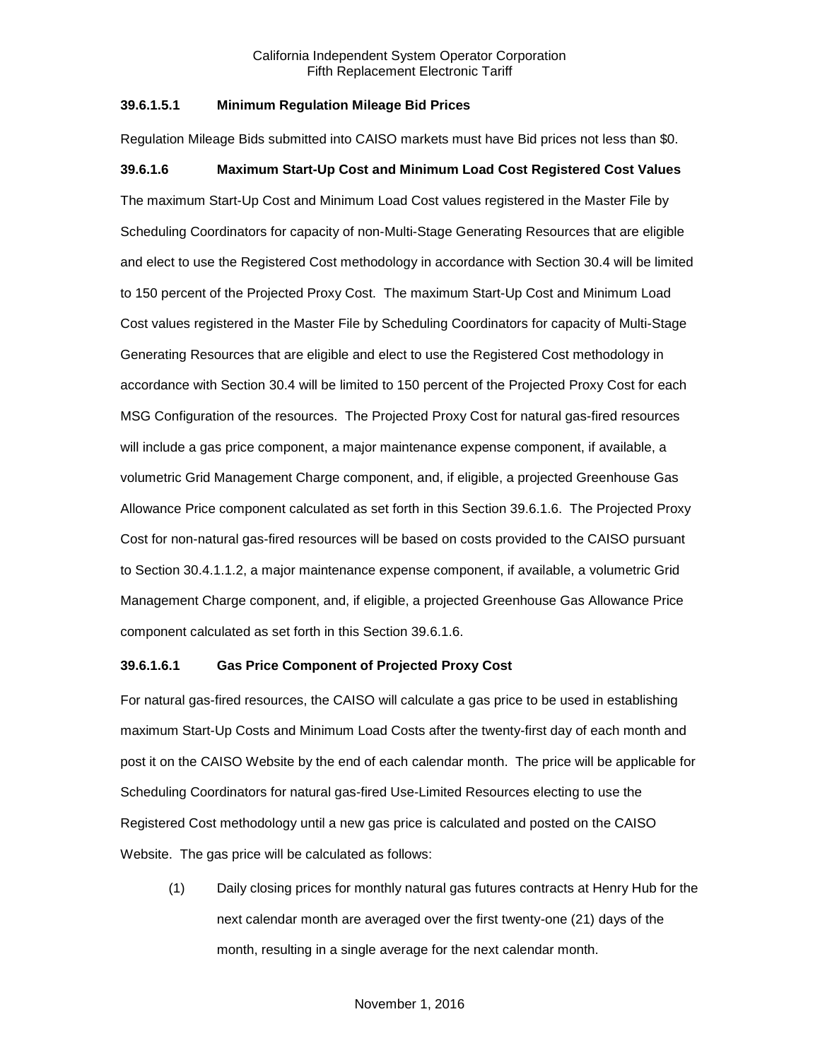### 39.6.1.5.1 Minimum Regulation Mileage Bid Prices

Regulation Mileage Bids submitted into CAISO markets must have Bid prices not less than $0.

### 39.6.1.6 Maximum Start-Up Cost and Minimum Load Cost Registered Cost Values

The maximum Start-Up Cost and Minimum Load Cost values registered in the Master File by Scheduling Coordinators for capacity of non-Multi-Stage Generating Resources that are eligible and elect to use the Registered Cost methodology in accordance with Section 30.4 will be limited to 150 percent of the Projected Proxy Cost. The maximum Start-Up Cost and Minimum Load Cost values registered in the Master File by Scheduling Coordinators for capacity of Multi-Stage Generating Resources that are eligible and elect to use the Registered Cost methodology in accordance with Section 30.4 will be limited to 150 percent of the Projected Proxy Cost for each MSG Configuration of the resources. The Projected Proxy Cost for natural gas-fired resources will include a gas price component, a major maintenance expense component, if available, a volumetric Grid Management Charge component, and, if eligible, a projected Greenhouse Gas Allowance Price component calculated as set forth in this Section 39.6.1.6. The Projected Proxy Cost for non-natural gas-fired resources will be based on costs provided to the CAISO pursuant to Section 30.4.1.1.2, a major maintenance expense component, if available, a volumetric Grid Management Charge component, and, if eligible, a projected Greenhouse Gas Allowance Price component calculated as set forth in this Section 39.6.1.6.

### 39.6.1.6.1 Gas Price Component of Projected Proxy Cost

For natural gas-fired resources, the CAISO will calculate a gas price to be used in establishing maximum Start-Up Costs and Minimum Load Costs after the twenty-first day of each month and post it on the CAISO Website by the end of each calendar month. The price will be applicable for Scheduling Coordinators for natural gas-fired Use-Limited Resources electing to use the Registered Cost methodology until a new gas price is calculated and posted on the CAISO Website. The gas price will be calculated as follows:

(1) Daily closing prices for monthly natural gas futures contracts at Henry Hub for the next calendar month are averaged over the first twenty-one (21) days of the month, resulting in a single average for the next calendar month.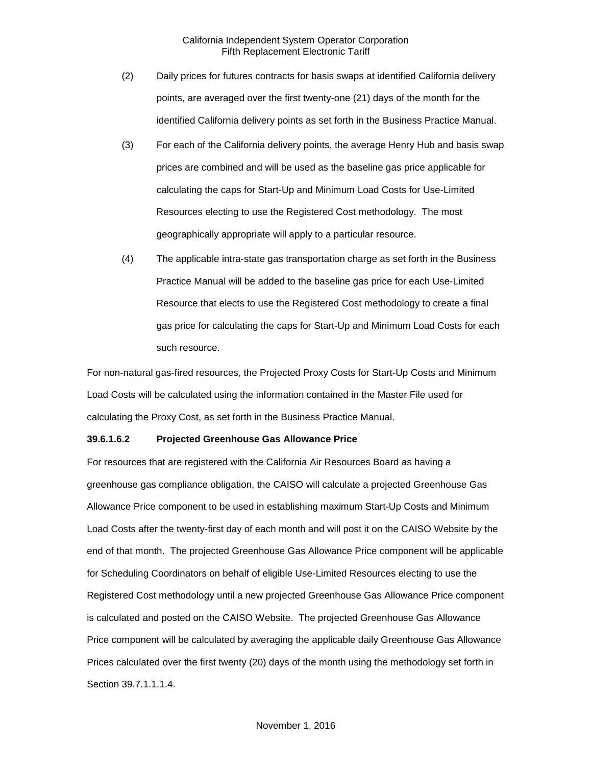(2) Daily prices for futures contracts for basis swaps at identified California delivery points, are averaged over the first twenty-one (21) days of the month for the identified California delivery points as set forth in the Business Practice Manual.

(3) For each of the California delivery points, the average Henry Hub and basis swap prices are combined and will be used as the baseline gas price applicable for calculating the caps for Start-Up and Minimum Load Costs for Use-Limited Resources electing to use the Registered Cost methodology. The most geographically appropriate will apply to a particular resource.

(4) The applicable intra-state gas transportation charge as set forth in the Business Practice Manual will be added to the baseline gas price for each Use-Limited Resource that elects to use the Registered Cost methodology to create a final gas price for calculating the caps for Start-Up and Minimum Load Costs for each such resource.

For non-natural gas-fired resources, the Projected Proxy Costs for Start-Up Costs and Minimum Load Costs will be calculated using the information contained in the Master File used for calculating the Proxy Cost, as set forth in the Business Practice Manual.

**39.6.1.6.2 Projected Greenhouse Gas Allowance Price**

For resources that are registered with the California Air Resources Board as having a greenhouse gas compliance obligation, the CAISO will calculate a projected Greenhouse Gas Allowance Price component to be used in establishing maximum Start-Up Costs and Minimum Load Costs after the twenty-first day of each month and will post it on the CAISO Website by the end of that month. The projected Greenhouse Gas Allowance Price component will be applicable for Scheduling Coordinators on behalf of eligible Use-Limited Resources electing to use the Registered Cost methodology until a new projected Greenhouse Gas Allowance Price component is calculated and posted on the CAISO Website. The projected Greenhouse Gas Allowance Price component will be calculated by averaging the applicable daily Greenhouse Gas Allowance Prices calculated over the first twenty (20) days of the month using the methodology set forth in Section 39.7.1.1.1.4.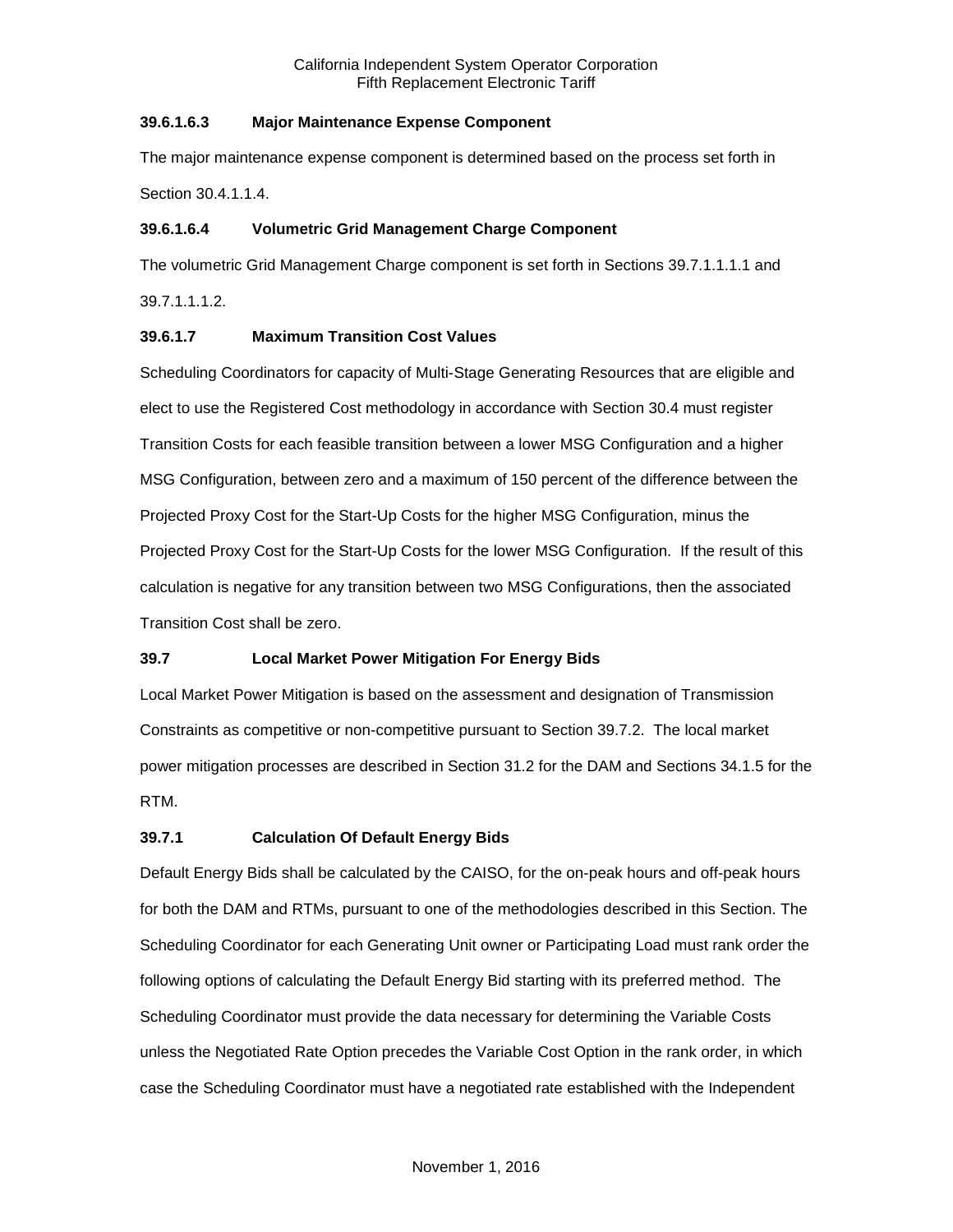#### 39.6.1.6.3 Major Maintenance Expense Component

The major maintenance expense component is determined based on the process set forth in Section 30.4.1.1.4.

#### 39.6.1.6.4 Volumetric Grid Management Charge Component

The volumetric Grid Management Charge component is set forth in Sections 39.7.1.1.1.1 and 39.7.1.1.1.2.

#### 39.6.1.7 Maximum Transition Cost Values

Scheduling Coordinators for capacity of Multi-Stage Generating Resources that are eligible and elect to use the Registered Cost methodology in accordance with Section 30.4 must register Transition Costs for each feasible transition between a lower MSG Configuration and a higher MSG Configuration, between zero and a maximum of 150 percent of the difference between the Projected Proxy Cost for the Start-Up Costs for the higher MSG Configuration, minus the Projected Proxy Cost for the Start-Up Costs for the lower MSG Configuration. If the result of this calculation is negative for any transition between two MSG Configurations, then the associated Transition Cost shall be zero.

## 39.7 Local Market Power Mitigation For Energy Bids

Local Market Power Mitigation is based on the assessment and designation of Transmission Constraints as competitive or non-competitive pursuant to Section 39.7.2. The local market power mitigation processes are described in Section 31.2 for the DAM and Sections 34.1.5 for the RTM.

### 39.7.1 Calculation Of Default Energy Bids

Default Energy Bids shall be calculated by the CAISO, for the on-peak hours and off-peak hours for both the DAM and RTMs, pursuant to one of the methodologies described in this Section. The Scheduling Coordinator for each Generating Unit owner or Participating Load must rank order the following options of calculating the Default Energy Bid starting with its preferred method. The Scheduling Coordinator must provide the data necessary for determining the Variable Costs unless the Negotiated Rate Option precedes the Variable Cost Option in the rank order, in which case the Scheduling Coordinator must have a negotiated rate established with the Independent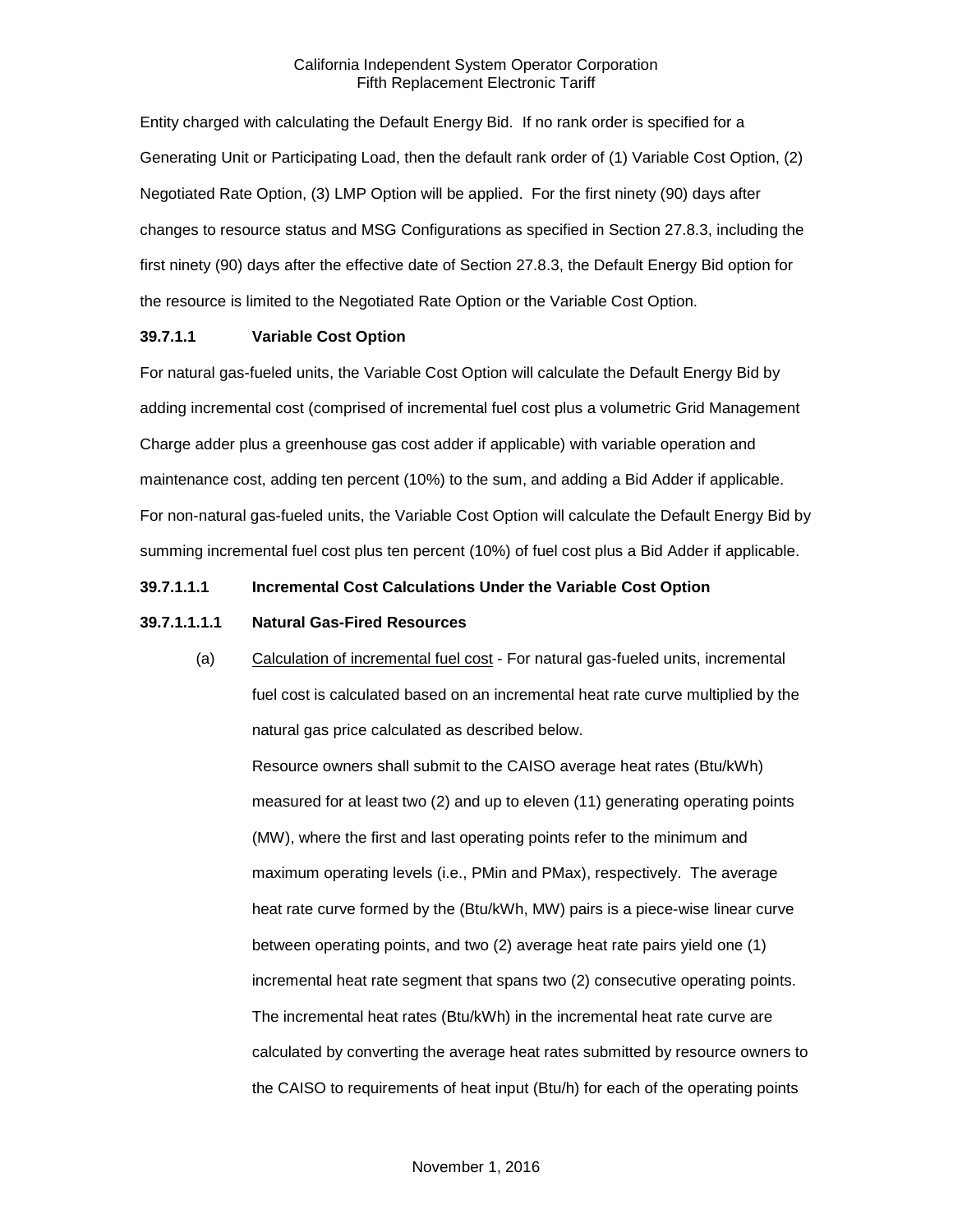Entity charged with calculating the Default Energy Bid. If no rank order is specified for a Generating Unit or Participating Load, then the default rank order of (1) Variable Cost Option, (2) Negotiated Rate Option, (3) LMP Option will be applied. For the first ninety (90) days after changes to resource status and MSG Configurations as specified in Section 27.8.3, including the first ninety (90) days after the effective date of Section 27.8.3, the Default Energy Bid option for the resource is limited to the Negotiated Rate Option or the Variable Cost Option.

**39.7.1.1 Variable Cost Option**

For natural gas-fueled units, the Variable Cost Option will calculate the Default Energy Bid by adding incremental cost (comprised of incremental fuel cost plus a volumetric Grid Management Charge adder plus a greenhouse gas cost adder if applicable) with variable operation and maintenance cost, adding ten percent (10%) to the sum, and adding a Bid Adder if applicable. For non-natural gas-fueled units, the Variable Cost Option will calculate the Default Energy Bid by summing incremental fuel cost plus ten percent (10%) of fuel cost plus a Bid Adder if applicable.

**39.7.1.1.1 Incremental Cost Calculations Under the Variable Cost Option**

**39.7.1.1.1.1 Natural Gas-Fired Resources**

(a) Calculation of incremental fuel cost - For natural gas-fueled units, incremental fuel cost is calculated based on an incremental heat rate curve multiplied by the natural gas price calculated as described below.

Resource owners shall submit to the CAISO average heat rates (Btu/kWh) measured for at least two (2) and up to eleven (11) generating operating points (MW), where the first and last operating points refer to the minimum and maximum operating levels (i.e., PMin and PMax), respectively. The average heat rate curve formed by the (Btu/kWh, MW) pairs is a piece-wise linear curve between operating points, and two (2) average heat rate pairs yield one (1) incremental heat rate segment that spans two (2) consecutive operating points. The incremental heat rates (Btu/kWh) in the incremental heat rate curve are calculated by converting the average heat rates submitted by resource owners to the CAISO to requirements of heat input (Btu/h) for each of the operating points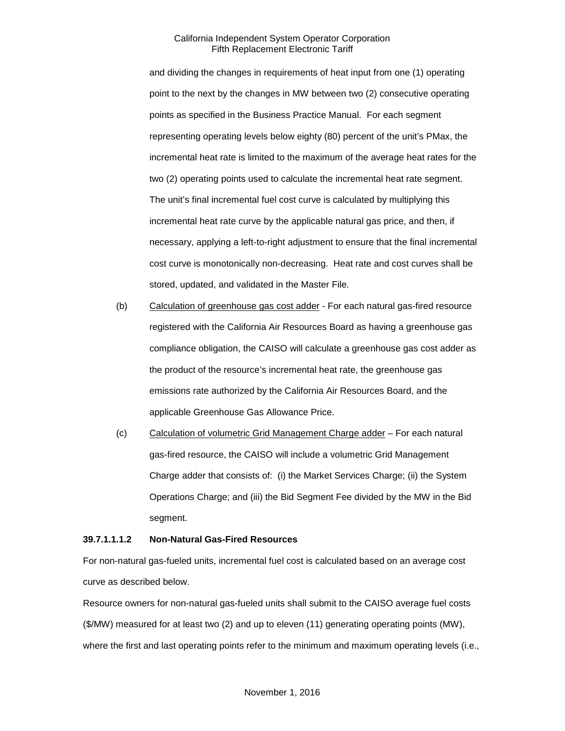and dividing the changes in requirements of heat input from one (1) operating point to the next by the changes in MW between two (2) consecutive operating points as specified in the Business Practice Manual. For each segment representing operating levels below eighty (80) percent of the unit's PMax, the incremental heat rate is limited to the maximum of the average heat rates for the two (2) operating points used to calculate the incremental heat rate segment. The unit's final incremental fuel cost curve is calculated by multiplying this incremental heat rate curve by the applicable natural gas price, and then, if necessary, applying a left-to-right adjustment to ensure that the final incremental cost curve is monotonically non-decreasing. Heat rate and cost curves shall be stored, updated, and validated in the Master File.

(b) Calculation of greenhouse gas cost adder - For each natural gas-fired resource registered with the California Air Resources Board as having a greenhouse gas compliance obligation, the CAISO will calculate a greenhouse gas cost adder as the product of the resource's incremental heat rate, the greenhouse gas emissions rate authorized by the California Air Resources Board, and the applicable Greenhouse Gas Allowance Price.

(c) Calculation of volumetric Grid Management Charge adder – For each natural gas-fired resource, the CAISO will include a volumetric Grid Management Charge adder that consists of: (i) the Market Services Charge; (ii) the System Operations Charge; and (iii) the Bid Segment Fee divided by the MW in the Bid segment.

**39.7.1.1.1.2 Non-Natural Gas-Fired Resources**

For non-natural gas-fueled units, incremental fuel cost is calculated based on an average cost curve as described below.

Resource owners for non-natural gas-fueled units shall submit to the CAISO average fuel costs ($/MW) measured for at least two (2) and up to eleven (11) generating operating points (MW), where the first and last operating points refer to the minimum and maximum operating levels (i.e.,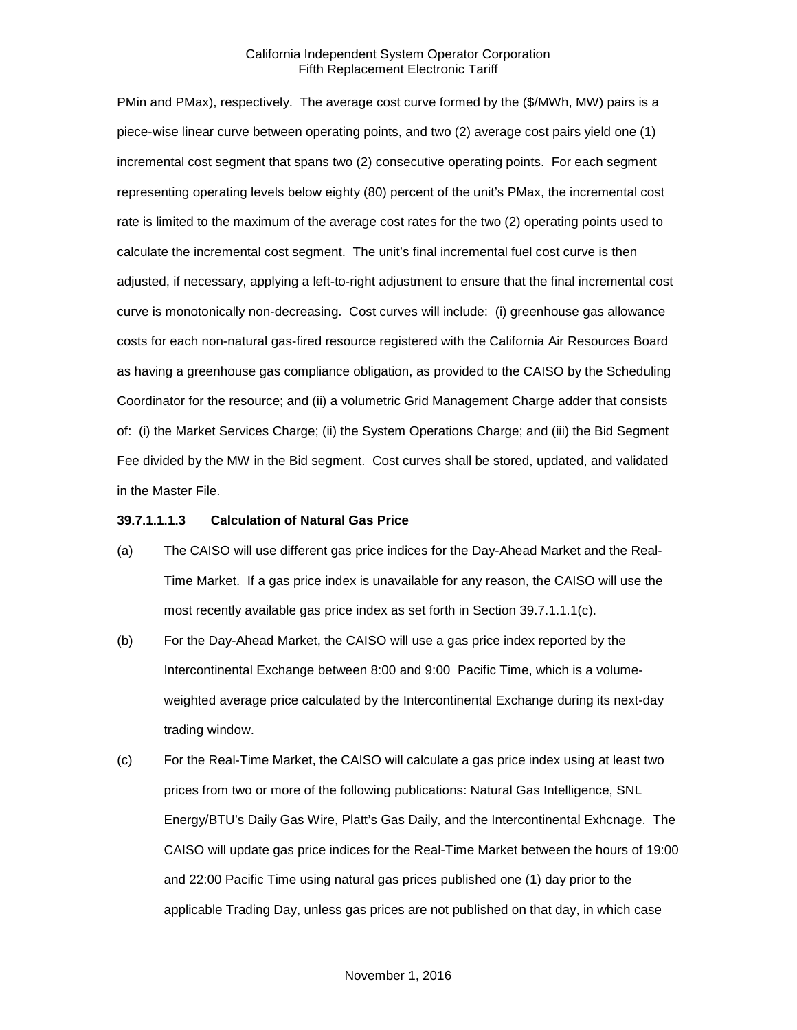PMin and PMax), respectively. The average cost curve formed by the ($/MWh, MW) pairs is a piece-wise linear curve between operating points, and two (2) average cost pairs yield one (1) incremental cost segment that spans two (2) consecutive operating points. For each segment representing operating levels below eighty (80) percent of the unit's PMax, the incremental cost rate is limited to the maximum of the average cost rates for the two (2) operating points used to calculate the incremental cost segment. The unit's final incremental fuel cost curve is then adjusted, if necessary, applying a left-to-right adjustment to ensure that the final incremental cost curve is monotonically non-decreasing. Cost curves will include: (i) greenhouse gas allowance costs for each non-natural gas-fired resource registered with the California Air Resources Board as having a greenhouse gas compliance obligation, as provided to the CAISO by the Scheduling Coordinator for the resource; and (ii) a volumetric Grid Management Charge adder that consists of: (i) the Market Services Charge; (ii) the System Operations Charge; and (iii) the Bid Segment Fee divided by the MW in the Bid segment. Cost curves shall be stored, updated, and validated in the Master File.

**39.7.1.1.1.3 Calculation of Natural Gas Price**

(a) The CAISO will use different gas price indices for the Day-Ahead Market and the Real-Time Market. If a gas price index is unavailable for any reason, the CAISO will use the most recently available gas price index as set forth in Section 39.7.1.1.1(c).

(b) For the Day-Ahead Market, the CAISO will use a gas price index reported by the Intercontinental Exchange between 8:00 and 9:00 Pacific Time, which is a volume-weighted average price calculated by the Intercontinental Exchange during its next-day trading window.

(c) For the Real-Time Market, the CAISO will calculate a gas price index using at least two prices from two or more of the following publications: Natural Gas Intelligence, SNL Energy/BTU's Daily Gas Wire, Platt's Gas Daily, and the Intercontinental Exhcnage. The CAISO will update gas price indices for the Real-Time Market between the hours of 19:00 and 22:00 Pacific Time using natural gas prices published one (1) day prior to the applicable Trading Day, unless gas prices are not published on that day, in which case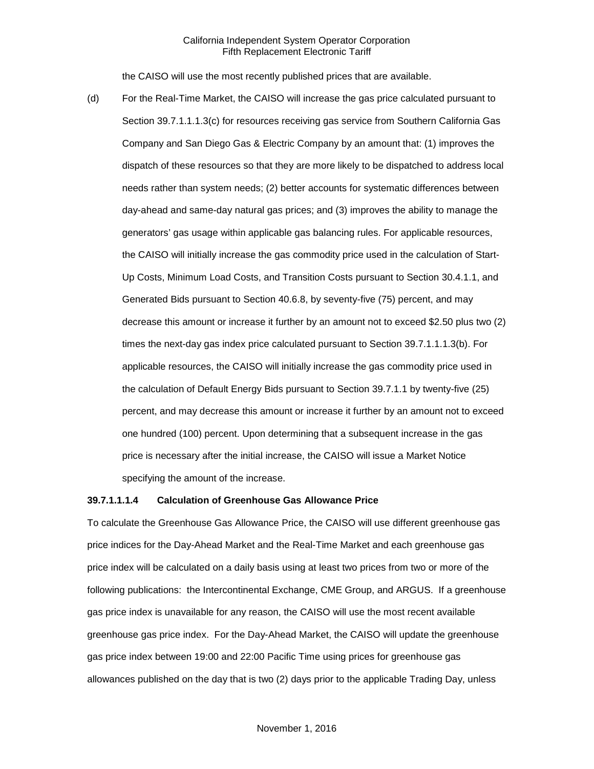the CAISO will use the most recently published prices that are available.

(d) For the Real-Time Market, the CAISO will increase the gas price calculated pursuant to Section 39.7.1.1.1.3(c) for resources receiving gas service from Southern California Gas Company and San Diego Gas & Electric Company by an amount that: (1) improves the dispatch of these resources so that they are more likely to be dispatched to address local needs rather than system needs; (2) better accounts for systematic differences between day-ahead and same-day natural gas prices; and (3) improves the ability to manage the generators' gas usage within applicable gas balancing rules. For applicable resources, the CAISO will initially increase the gas commodity price used in the calculation of Start-Up Costs, Minimum Load Costs, and Transition Costs pursuant to Section 30.4.1.1, and Generated Bids pursuant to Section 40.6.8, by seventy-five (75) percent, and may decrease this amount or increase it further by an amount not to exceed $2.50 plus two (2) times the next-day gas index price calculated pursuant to Section 39.7.1.1.1.3(b). For applicable resources, the CAISO will initially increase the gas commodity price used in the calculation of Default Energy Bids pursuant to Section 39.7.1.1 by twenty-five (25) percent, and may decrease this amount or increase it further by an amount not to exceed one hundred (100) percent. Upon determining that a subsequent increase in the gas price is necessary after the initial increase, the CAISO will issue a Market Notice specifying the amount of the increase.

**39.7.1.1.1.4 Calculation of Greenhouse Gas Allowance Price**

To calculate the Greenhouse Gas Allowance Price, the CAISO will use different greenhouse gas price indices for the Day-Ahead Market and the Real-Time Market and each greenhouse gas price index will be calculated on a daily basis using at least two prices from two or more of the following publications: the Intercontinental Exchange, CME Group, and ARGUS. If a greenhouse gas price index is unavailable for any reason, the CAISO will use the most recent available greenhouse gas price index. For the Day-Ahead Market, the CAISO will update the greenhouse gas price index between 19:00 and 22:00 Pacific Time using prices for greenhouse gas allowances published on the day that is two (2) days prior to the applicable Trading Day, unless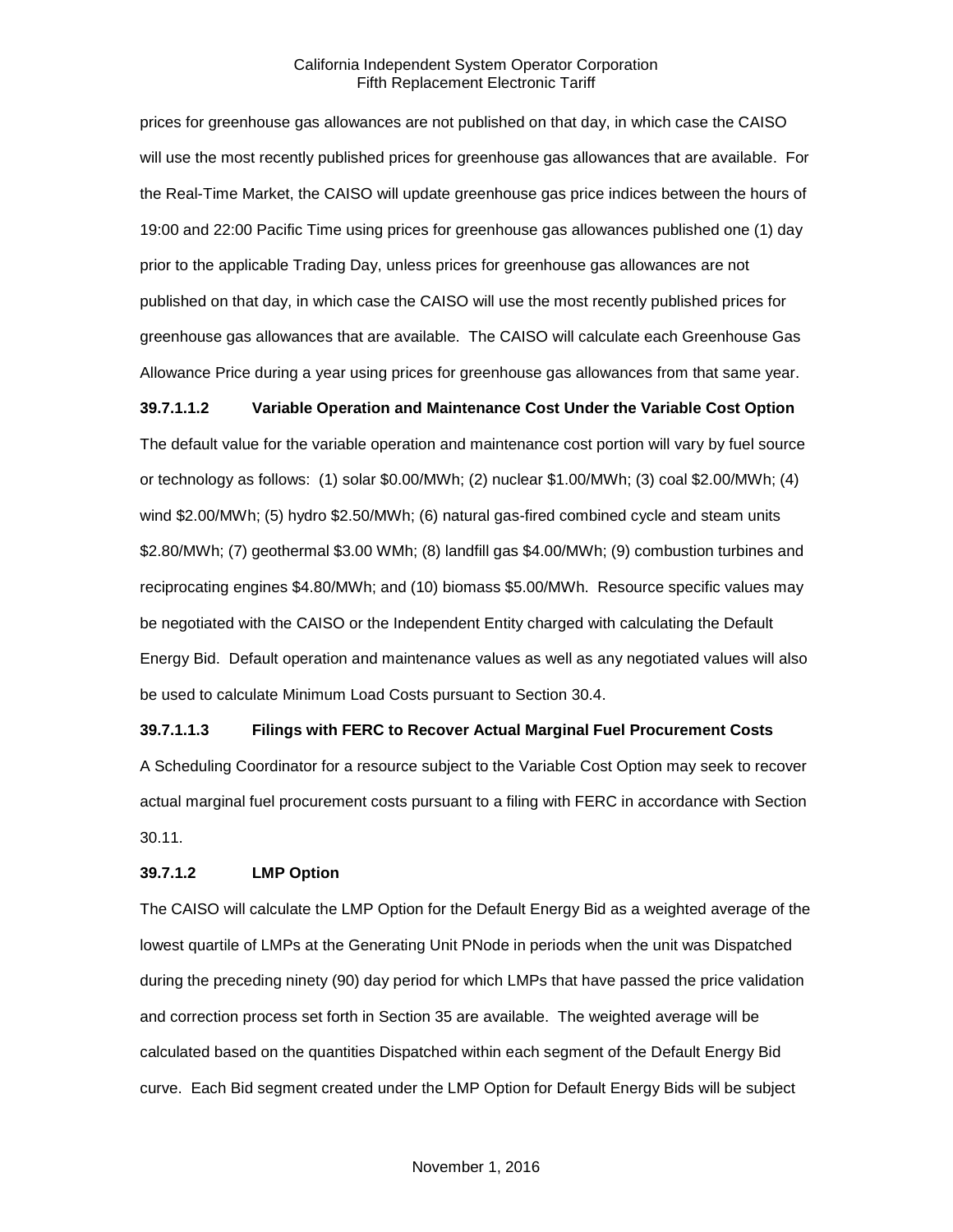prices for greenhouse gas allowances are not published on that day, in which case the CAISO will use the most recently published prices for greenhouse gas allowances that are available. For the Real-Time Market, the CAISO will update greenhouse gas price indices between the hours of 19:00 and 22:00 Pacific Time using prices for greenhouse gas allowances published one (1) day prior to the applicable Trading Day, unless prices for greenhouse gas allowances are not published on that day, in which case the CAISO will use the most recently published prices for greenhouse gas allowances that are available. The CAISO will calculate each Greenhouse Gas Allowance Price during a year using prices for greenhouse gas allowances from that same year.

**39.7.1.1.2 Variable Operation and Maintenance Cost Under the Variable Cost Option**

The default value for the variable operation and maintenance cost portion will vary by fuel source or technology as follows: (1) solar $0.00/MWh; (2) nuclear $1.00/MWh; (3) coal $2.00/MWh; (4) wind $2.00/MWh; (5) hydro $2.50/MWh; (6) natural gas-fired combined cycle and steam units $2.80/MWh; (7) geothermal $3.00 WMh; (8) landfill gas $4.00/MWh; (9) combustion turbines and reciprocating engines $4.80/MWh; and (10) biomass $5.00/MWh. Resource specific values may be negotiated with the CAISO or the Independent Entity charged with calculating the Default Energy Bid. Default operation and maintenance values as well as any negotiated values will also be used to calculate Minimum Load Costs pursuant to Section 30.4.

**39.7.1.1.3 Filings with FERC to Recover Actual Marginal Fuel Procurement Costs**

A Scheduling Coordinator for a resource subject to the Variable Cost Option may seek to recover actual marginal fuel procurement costs pursuant to a filing with FERC in accordance with Section 30.11.

**39.7.1.2 LMP Option**

The CAISO will calculate the LMP Option for the Default Energy Bid as a weighted average of the lowest quartile of LMPs at the Generating Unit PNode in periods when the unit was Dispatched during the preceding ninety (90) day period for which LMPs that have passed the price validation and correction process set forth in Section 35 are available. The weighted average will be calculated based on the quantities Dispatched within each segment of the Default Energy Bid curve. Each Bid segment created under the LMP Option for Default Energy Bids will be subject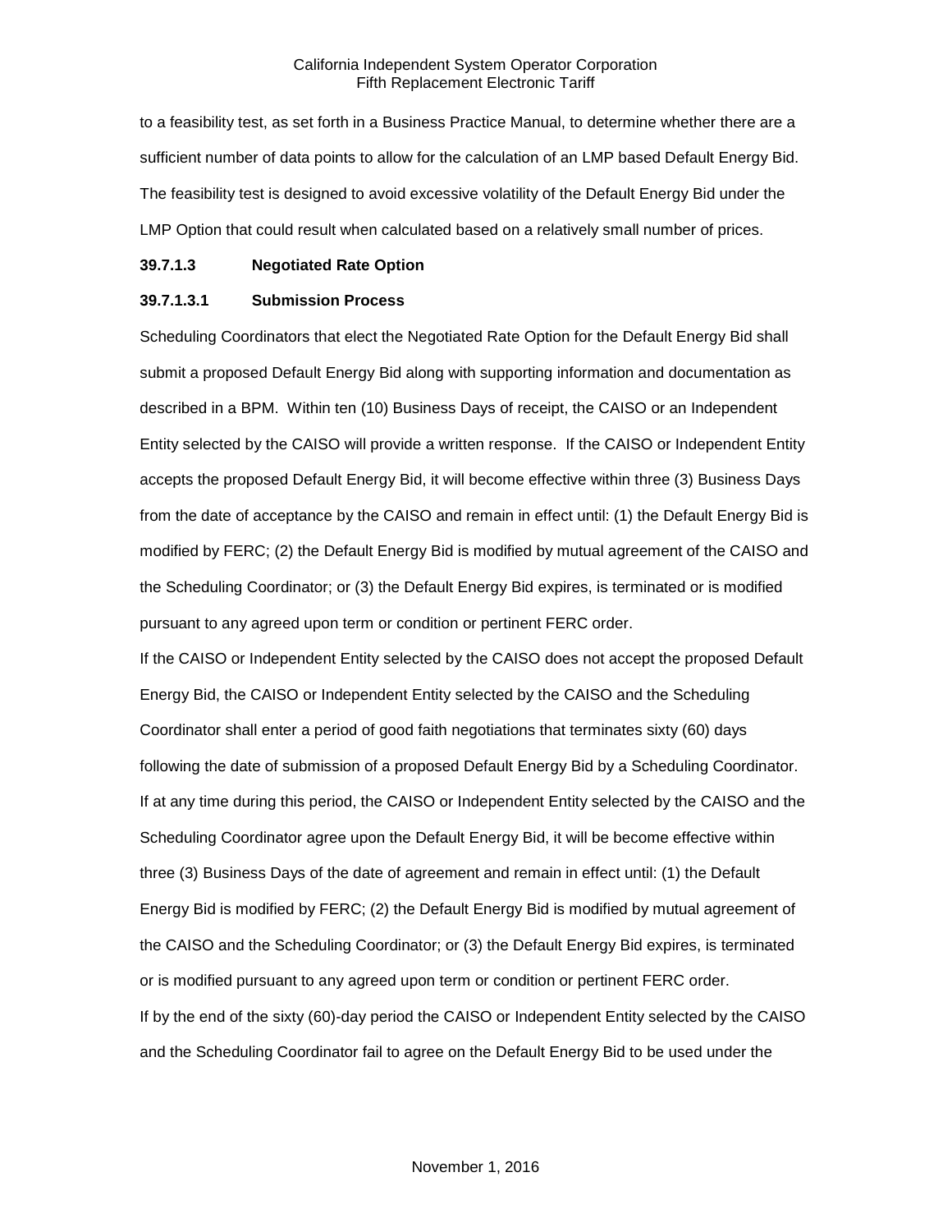to a feasibility test, as set forth in a Business Practice Manual, to determine whether there are a sufficient number of data points to allow for the calculation of an LMP based Default Energy Bid. The feasibility test is designed to avoid excessive volatility of the Default Energy Bid under the LMP Option that could result when calculated based on a relatively small number of prices.

**39.7.1.3 Negotiated Rate Option**

**39.7.1.3.1 Submission Process**

Scheduling Coordinators that elect the Negotiated Rate Option for the Default Energy Bid shall submit a proposed Default Energy Bid along with supporting information and documentation as described in a BPM. Within ten (10) Business Days of receipt, the CAISO or an Independent Entity selected by the CAISO will provide a written response. If the CAISO or Independent Entity accepts the proposed Default Energy Bid, it will become effective within three (3) Business Days from the date of acceptance by the CAISO and remain in effect until: (1) the Default Energy Bid is modified by FERC; (2) the Default Energy Bid is modified by mutual agreement of the CAISO and the Scheduling Coordinator; or (3) the Default Energy Bid expires, is terminated or is modified pursuant to any agreed upon term or condition or pertinent FERC order.

If the CAISO or Independent Entity selected by the CAISO does not accept the proposed Default Energy Bid, the CAISO or Independent Entity selected by the CAISO and the Scheduling Coordinator shall enter a period of good faith negotiations that terminates sixty (60) days following the date of submission of a proposed Default Energy Bid by a Scheduling Coordinator. If at any time during this period, the CAISO or Independent Entity selected by the CAISO and the Scheduling Coordinator agree upon the Default Energy Bid, it will be become effective within three (3) Business Days of the date of agreement and remain in effect until: (1) the Default Energy Bid is modified by FERC; (2) the Default Energy Bid is modified by mutual agreement of the CAISO and the Scheduling Coordinator; or (3) the Default Energy Bid expires, is terminated or is modified pursuant to any agreed upon term or condition or pertinent FERC order.

If by the end of the sixty (60)-day period the CAISO or Independent Entity selected by the CAISO and the Scheduling Coordinator fail to agree on the Default Energy Bid to be used under the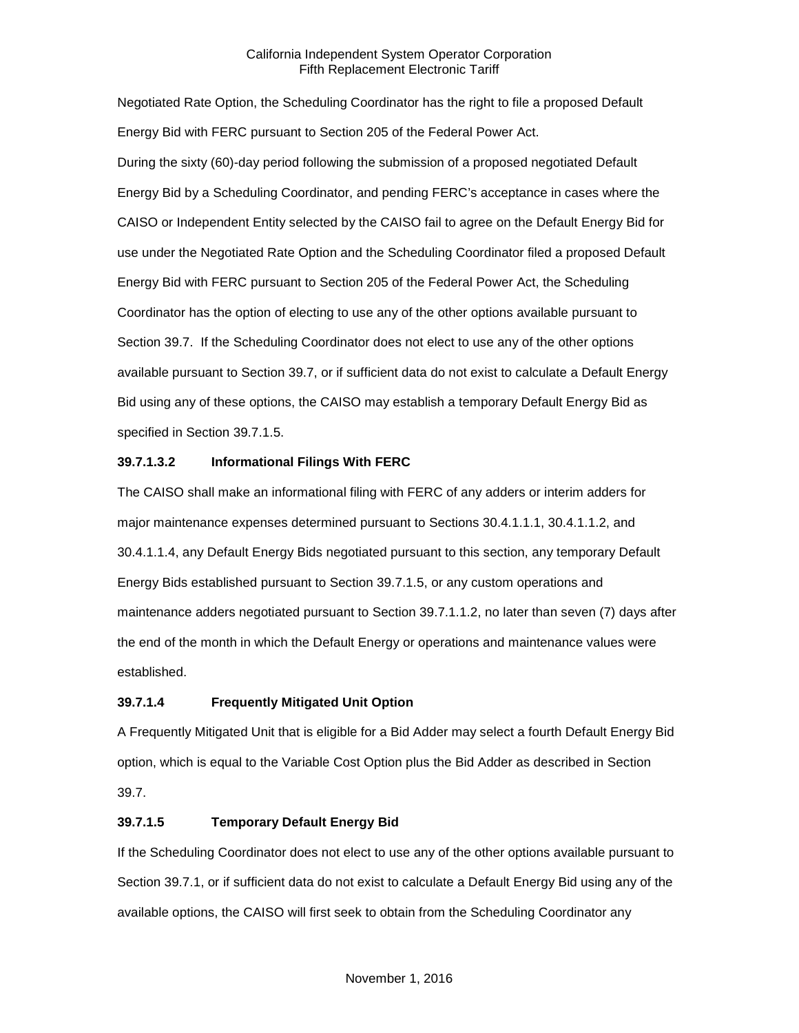Negotiated Rate Option, the Scheduling Coordinator has the right to file a proposed Default Energy Bid with FERC pursuant to Section 205 of the Federal Power Act.

During the sixty (60)-day period following the submission of a proposed negotiated Default Energy Bid by a Scheduling Coordinator, and pending FERC's acceptance in cases where the CAISO or Independent Entity selected by the CAISO fail to agree on the Default Energy Bid for use under the Negotiated Rate Option and the Scheduling Coordinator filed a proposed Default Energy Bid with FERC pursuant to Section 205 of the Federal Power Act, the Scheduling Coordinator has the option of electing to use any of the other options available pursuant to Section 39.7. If the Scheduling Coordinator does not elect to use any of the other options available pursuant to Section 39.7, or if sufficient data do not exist to calculate a Default Energy Bid using any of these options, the CAISO may establish a temporary Default Energy Bid as specified in Section 39.7.1.5.

**39.7.1.3.2 Informational Filings With FERC**

The CAISO shall make an informational filing with FERC of any adders or interim adders for major maintenance expenses determined pursuant to Sections 30.4.1.1.1, 30.4.1.1.2, and 30.4.1.1.4, any Default Energy Bids negotiated pursuant to this section, any temporary Default Energy Bids established pursuant to Section 39.7.1.5, or any custom operations and maintenance adders negotiated pursuant to Section 39.7.1.1.2, no later than seven (7) days after the end of the month in which the Default Energy or operations and maintenance values were established.

**39.7.1.4 Frequently Mitigated Unit Option**

A Frequently Mitigated Unit that is eligible for a Bid Adder may select a fourth Default Energy Bid option, which is equal to the Variable Cost Option plus the Bid Adder as described in Section 39.7.

**39.7.1.5 Temporary Default Energy Bid**

If the Scheduling Coordinator does not elect to use any of the other options available pursuant to Section 39.7.1, or if sufficient data do not exist to calculate a Default Energy Bid using any of the available options, the CAISO will first seek to obtain from the Scheduling Coordinator any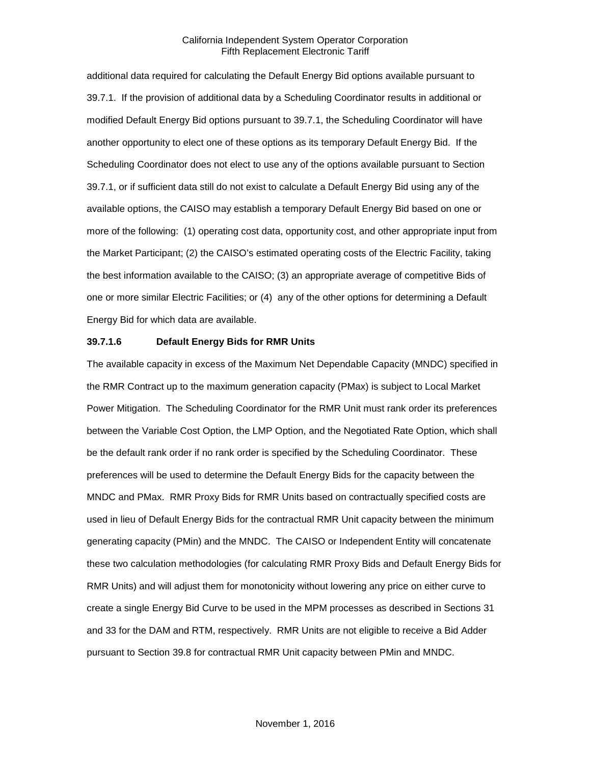additional data required for calculating the Default Energy Bid options available pursuant to 39.7.1. If the provision of additional data by a Scheduling Coordinator results in additional or modified Default Energy Bid options pursuant to 39.7.1, the Scheduling Coordinator will have another opportunity to elect one of these options as its temporary Default Energy Bid. If the Scheduling Coordinator does not elect to use any of the options available pursuant to Section 39.7.1, or if sufficient data still do not exist to calculate a Default Energy Bid using any of the available options, the CAISO may establish a temporary Default Energy Bid based on one or more of the following: (1) operating cost data, opportunity cost, and other appropriate input from the Market Participant; (2) the CAISO's estimated operating costs of the Electric Facility, taking the best information available to the CAISO; (3) an appropriate average of competitive Bids of one or more similar Electric Facilities; or (4) any of the other options for determining a Default Energy Bid for which data are available.

**39.7.1.6 Default Energy Bids for RMR Units**

The available capacity in excess of the Maximum Net Dependable Capacity (MNDC) specified in the RMR Contract up to the maximum generation capacity (PMax) is subject to Local Market Power Mitigation. The Scheduling Coordinator for the RMR Unit must rank order its preferences between the Variable Cost Option, the LMP Option, and the Negotiated Rate Option, which shall be the default rank order if no rank order is specified by the Scheduling Coordinator. These preferences will be used to determine the Default Energy Bids for the capacity between the MNDC and PMax. RMR Proxy Bids for RMR Units based on contractually specified costs are used in lieu of Default Energy Bids for the contractual RMR Unit capacity between the minimum generating capacity (PMin) and the MNDC. The CAISO or Independent Entity will concatenate these two calculation methodologies (for calculating RMR Proxy Bids and Default Energy Bids for RMR Units) and will adjust them for monotonicity without lowering any price on either curve to create a single Energy Bid Curve to be used in the MPM processes as described in Sections 31 and 33 for the DAM and RTM, respectively. RMR Units are not eligible to receive a Bid Adder pursuant to Section 39.8 for contractual RMR Unit capacity between PMin and MNDC.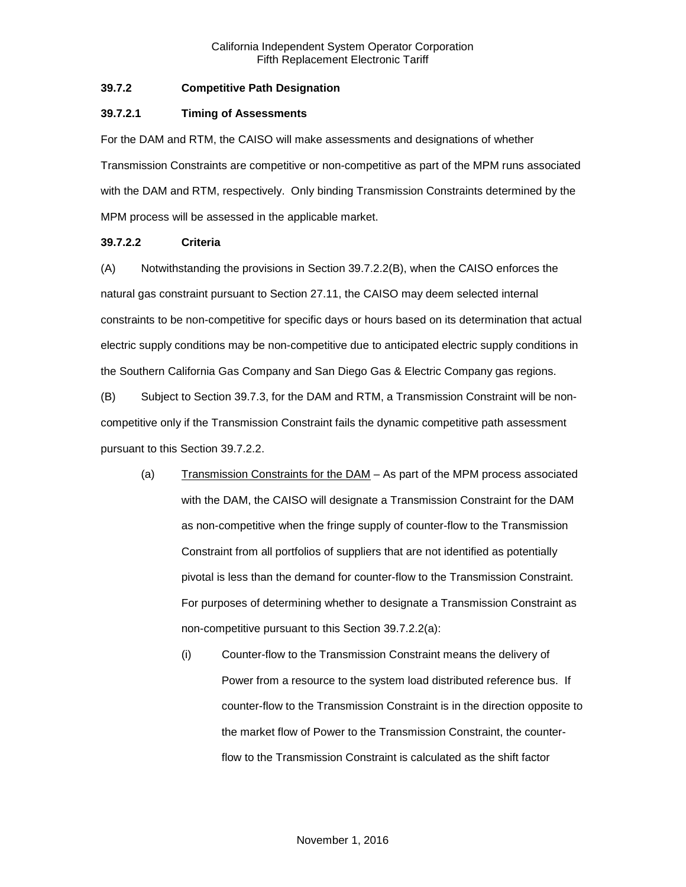**39.7.2 Competitive Path Designation**

**39.7.2.1 Timing of Assessments**

For the DAM and RTM, the CAISO will make assessments and designations of whether Transmission Constraints are competitive or non-competitive as part of the MPM runs associated with the DAM and RTM, respectively. Only binding Transmission Constraints determined by the MPM process will be assessed in the applicable market.

**39.7.2.2 Criteria**

(A) Notwithstanding the provisions in Section 39.7.2.2(B), when the CAISO enforces the natural gas constraint pursuant to Section 27.11, the CAISO may deem selected internal constraints to be non-competitive for specific days or hours based on its determination that actual electric supply conditions may be non-competitive due to anticipated electric supply conditions in the Southern California Gas Company and San Diego Gas & Electric Company gas regions.

(B) Subject to Section 39.7.3, for the DAM and RTM, a Transmission Constraint will be non-competitive only if the Transmission Constraint fails the dynamic competitive path assessment pursuant to this Section 39.7.2.2.

> (a) Transmission Constraints for the DAM – As part of the MPM process associated with the DAM, the CAISO will designate a Transmission Constraint for the DAM as non-competitive when the fringe supply of counter-flow to the Transmission Constraint from all portfolios of suppliers that are not identified as potentially pivotal is less than the demand for counter-flow to the Transmission Constraint. For purposes of determining whether to designate a Transmission Constraint as non-competitive pursuant to this Section 39.7.2.2(a):
>
> > (i) Counter-flow to the Transmission Constraint means the delivery of Power from a resource to the system load distributed reference bus. If counter-flow to the Transmission Constraint is in the direction opposite to the market flow of Power to the Transmission Constraint, the counter-flow to the Transmission Constraint is calculated as the shift factor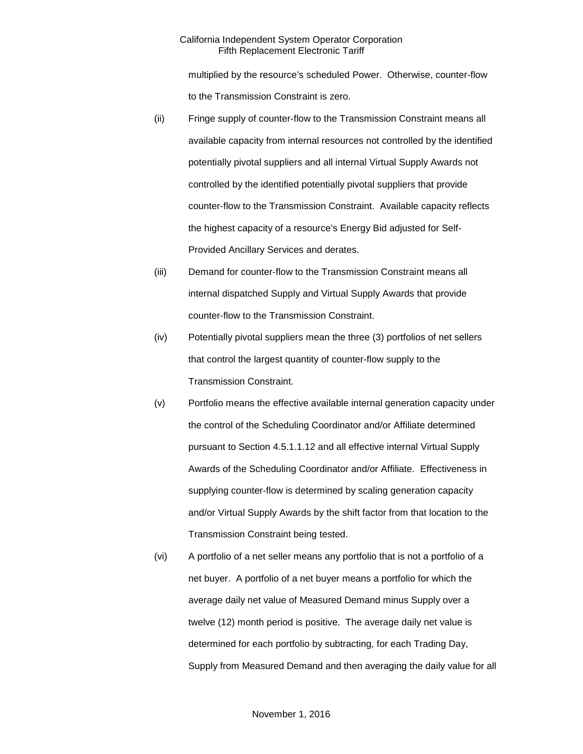multiplied by the resource's scheduled Power. Otherwise, counter-flow to the Transmission Constraint is zero.

(ii) Fringe supply of counter-flow to the Transmission Constraint means all available capacity from internal resources not controlled by the identified potentially pivotal suppliers and all internal Virtual Supply Awards not controlled by the identified potentially pivotal suppliers that provide counter-flow to the Transmission Constraint. Available capacity reflects the highest capacity of a resource's Energy Bid adjusted for Self-Provided Ancillary Services and derates.

(iii) Demand for counter-flow to the Transmission Constraint means all internal dispatched Supply and Virtual Supply Awards that provide counter-flow to the Transmission Constraint.

(iv) Potentially pivotal suppliers mean the three (3) portfolios of net sellers that control the largest quantity of counter-flow supply to the Transmission Constraint.

(v) Portfolio means the effective available internal generation capacity under the control of the Scheduling Coordinator and/or Affiliate determined pursuant to Section 4.5.1.1.12 and all effective internal Virtual Supply Awards of the Scheduling Coordinator and/or Affiliate. Effectiveness in supplying counter-flow is determined by scaling generation capacity and/or Virtual Supply Awards by the shift factor from that location to the Transmission Constraint being tested.

(vi) A portfolio of a net seller means any portfolio that is not a portfolio of a net buyer. A portfolio of a net buyer means a portfolio for which the average daily net value of Measured Demand minus Supply over a twelve (12) month period is positive. The average daily net value is determined for each portfolio by subtracting, for each Trading Day, Supply from Measured Demand and then averaging the daily value for all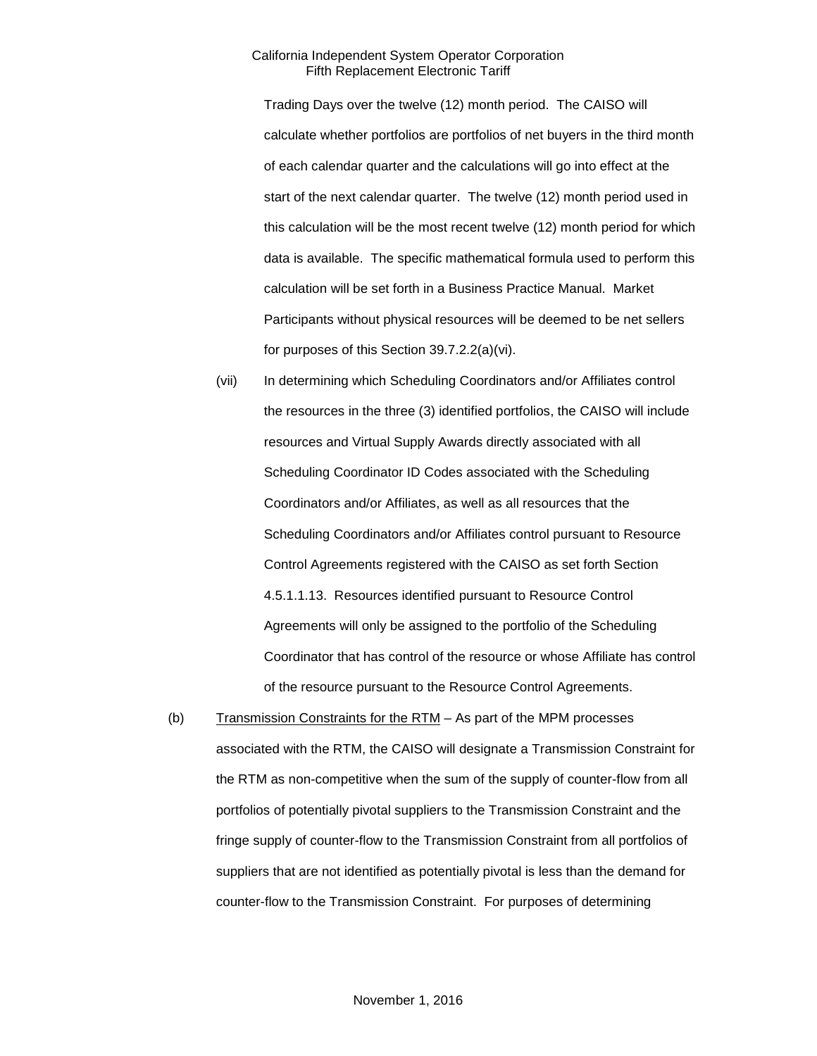Trading Days over the twelve (12) month period. The CAISO will calculate whether portfolios are portfolios of net buyers in the third month of each calendar quarter and the calculations will go into effect at the start of the next calendar quarter. The twelve (12) month period used in this calculation will be the most recent twelve (12) month period for which data is available. The specific mathematical formula used to perform this calculation will be set forth in a Business Practice Manual. Market Participants without physical resources will be deemed to be net sellers for purposes of this Section 39.7.2.2(a)(vi).

(vii) In determining which Scheduling Coordinators and/or Affiliates control the resources in the three (3) identified portfolios, the CAISO will include resources and Virtual Supply Awards directly associated with all Scheduling Coordinator ID Codes associated with the Scheduling Coordinators and/or Affiliates, as well as all resources that the Scheduling Coordinators and/or Affiliates control pursuant to Resource Control Agreements registered with the CAISO as set forth Section 4.5.1.1.13. Resources identified pursuant to Resource Control Agreements will only be assigned to the portfolio of the Scheduling Coordinator that has control of the resource or whose Affiliate has control of the resource pursuant to the Resource Control Agreements.

(b) Transmission Constraints for the RTM – As part of the MPM processes associated with the RTM, the CAISO will designate a Transmission Constraint for the RTM as non-competitive when the sum of the supply of counter-flow from all portfolios of potentially pivotal suppliers to the Transmission Constraint and the fringe supply of counter-flow to the Transmission Constraint from all portfolios of suppliers that are not identified as potentially pivotal is less than the demand for counter-flow to the Transmission Constraint. For purposes of determining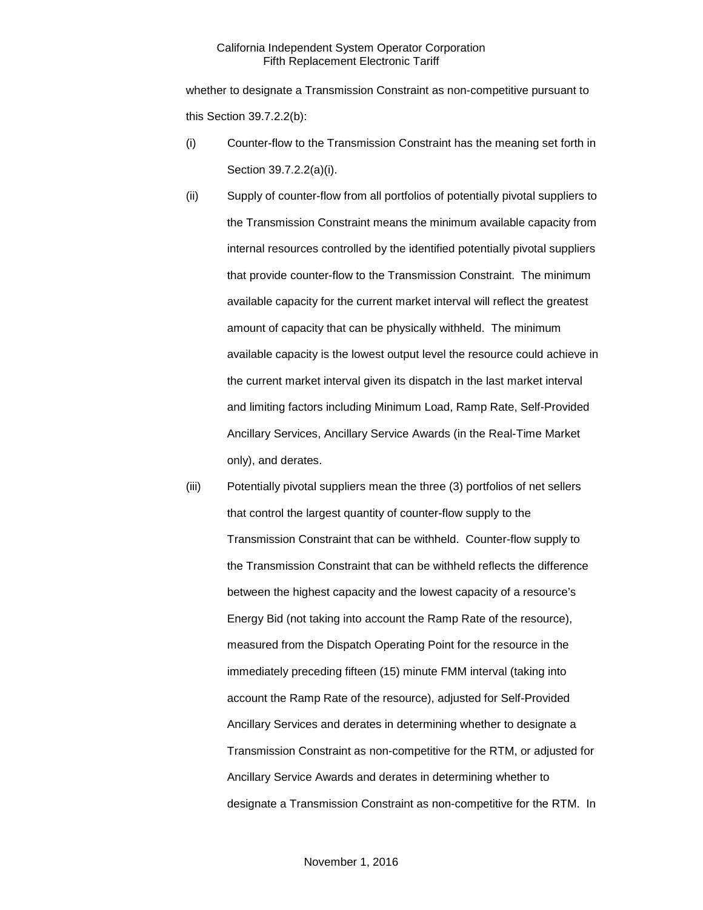whether to designate a Transmission Constraint as non-competitive pursuant to this Section 39.7.2.2(b):

(i) Counter-flow to the Transmission Constraint has the meaning set forth in Section 39.7.2.2(a)(i).

(ii) Supply of counter-flow from all portfolios of potentially pivotal suppliers to the Transmission Constraint means the minimum available capacity from internal resources controlled by the identified potentially pivotal suppliers that provide counter-flow to the Transmission Constraint. The minimum available capacity for the current market interval will reflect the greatest amount of capacity that can be physically withheld. The minimum available capacity is the lowest output level the resource could achieve in the current market interval given its dispatch in the last market interval and limiting factors including Minimum Load, Ramp Rate, Self-Provided Ancillary Services, Ancillary Service Awards (in the Real-Time Market only), and derates.

(iii) Potentially pivotal suppliers mean the three (3) portfolios of net sellers that control the largest quantity of counter-flow supply to the Transmission Constraint that can be withheld. Counter-flow supply to the Transmission Constraint that can be withheld reflects the difference between the highest capacity and the lowest capacity of a resource's Energy Bid (not taking into account the Ramp Rate of the resource), measured from the Dispatch Operating Point for the resource in the immediately preceding fifteen (15) minute FMM interval (taking into account the Ramp Rate of the resource), adjusted for Self-Provided Ancillary Services and derates in determining whether to designate a Transmission Constraint as non-competitive for the RTM, or adjusted for Ancillary Service Awards and derates in determining whether to designate a Transmission Constraint as non-competitive for the RTM. In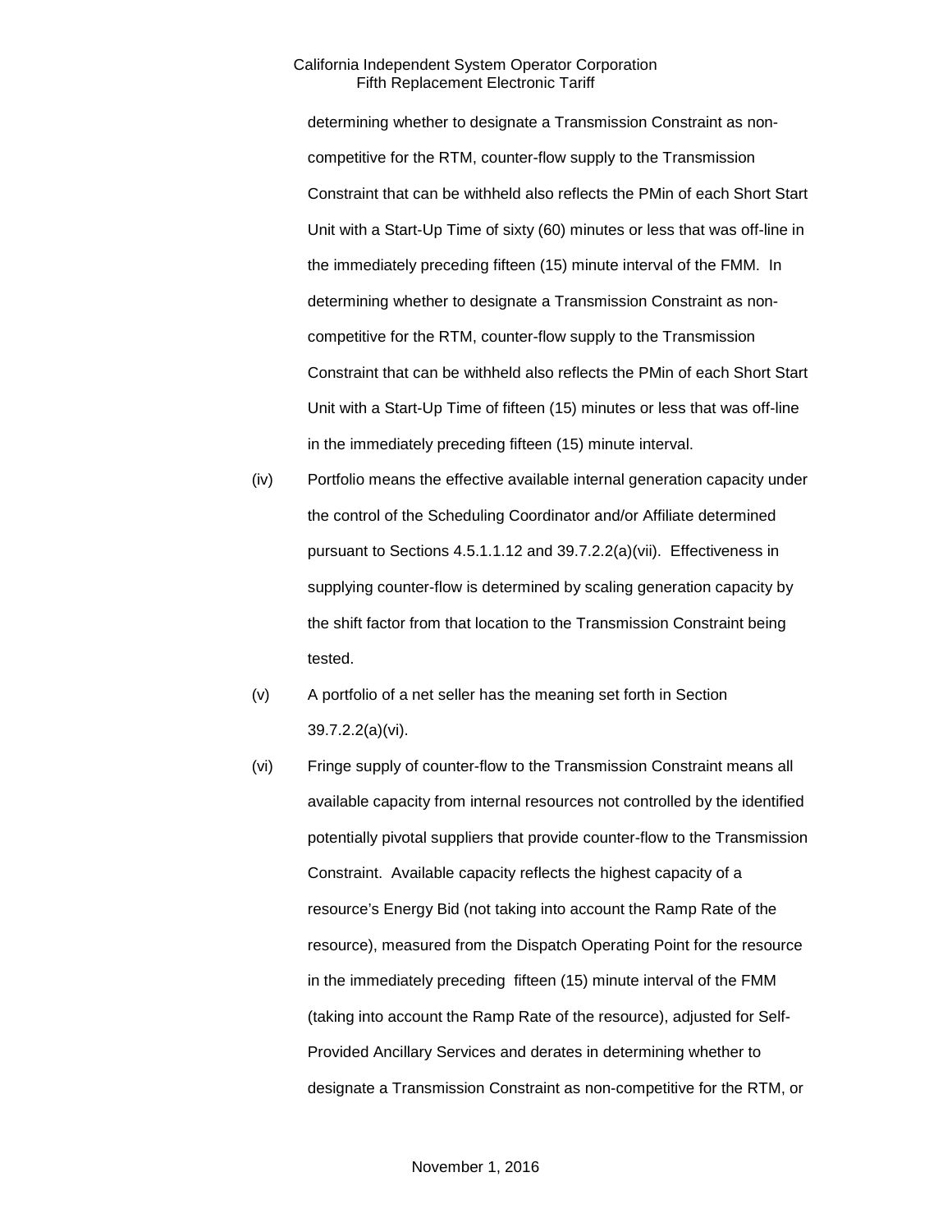determining whether to designate a Transmission Constraint as non-competitive for the RTM, counter-flow supply to the Transmission Constraint that can be withheld also reflects the PMin of each Short Start Unit with a Start-Up Time of sixty (60) minutes or less that was off-line in the immediately preceding fifteen (15) minute interval of the FMM. In determining whether to designate a Transmission Constraint as non-competitive for the RTM, counter-flow supply to the Transmission Constraint that can be withheld also reflects the PMin of each Short Start Unit with a Start-Up Time of fifteen (15) minutes or less that was off-line in the immediately preceding fifteen (15) minute interval.

(iv) Portfolio means the effective available internal generation capacity under the control of the Scheduling Coordinator and/or Affiliate determined pursuant to Sections 4.5.1.1.12 and 39.7.2.2(a)(vii). Effectiveness in supplying counter-flow is determined by scaling generation capacity by the shift factor from that location to the Transmission Constraint being tested.

(v) A portfolio of a net seller has the meaning set forth in Section 39.7.2.2(a)(vi).

(vi) Fringe supply of counter-flow to the Transmission Constraint means all available capacity from internal resources not controlled by the identified potentially pivotal suppliers that provide counter-flow to the Transmission Constraint. Available capacity reflects the highest capacity of a resource's Energy Bid (not taking into account the Ramp Rate of the resource), measured from the Dispatch Operating Point for the resource in the immediately preceding fifteen (15) minute interval of the FMM (taking into account the Ramp Rate of the resource), adjusted for Self-Provided Ancillary Services and derates in determining whether to designate a Transmission Constraint as non-competitive for the RTM, or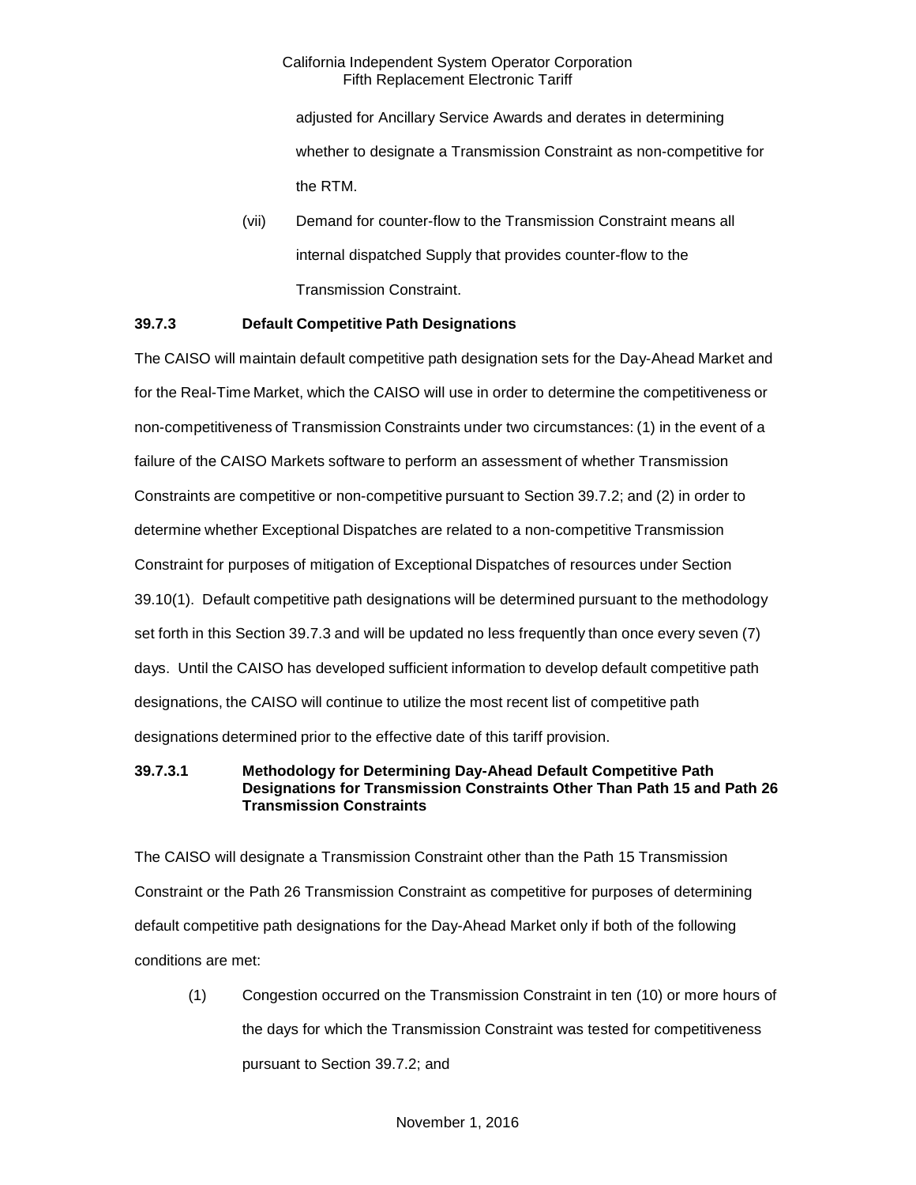adjusted for Ancillary Service Awards and derates in determining whether to designate a Transmission Constraint as non-competitive for the RTM.

(vii) Demand for counter-flow to the Transmission Constraint means all internal dispatched Supply that provides counter-flow to the Transmission Constraint.

### 39.7.3 Default Competitive Path Designations

The CAISO will maintain default competitive path designation sets for the Day-Ahead Market and for the Real-Time Market, which the CAISO will use in order to determine the competitiveness or non-competitiveness of Transmission Constraints under two circumstances: (1) in the event of a failure of the CAISO Markets software to perform an assessment of whether Transmission Constraints are competitive or non-competitive pursuant to Section 39.7.2; and (2) in order to determine whether Exceptional Dispatches are related to a non-competitive Transmission Constraint for purposes of mitigation of Exceptional Dispatches of resources under Section 39.10(1). Default competitive path designations will be determined pursuant to the methodology set forth in this Section 39.7.3 and will be updated no less frequently than once every seven (7) days. Until the CAISO has developed sufficient information to develop default competitive path designations, the CAISO will continue to utilize the most recent list of competitive path designations determined prior to the effective date of this tariff provision.

#### 39.7.3.1 Methodology for Determining Day-Ahead Default Competitive Path Designations for Transmission Constraints Other Than Path 15 and Path 26 Transmission Constraints

The CAISO will designate a Transmission Constraint other than the Path 15 Transmission Constraint or the Path 26 Transmission Constraint as competitive for purposes of determining default competitive path designations for the Day-Ahead Market only if both of the following conditions are met:

(1) Congestion occurred on the Transmission Constraint in ten (10) or more hours of the days for which the Transmission Constraint was tested for competitiveness pursuant to Section 39.7.2; and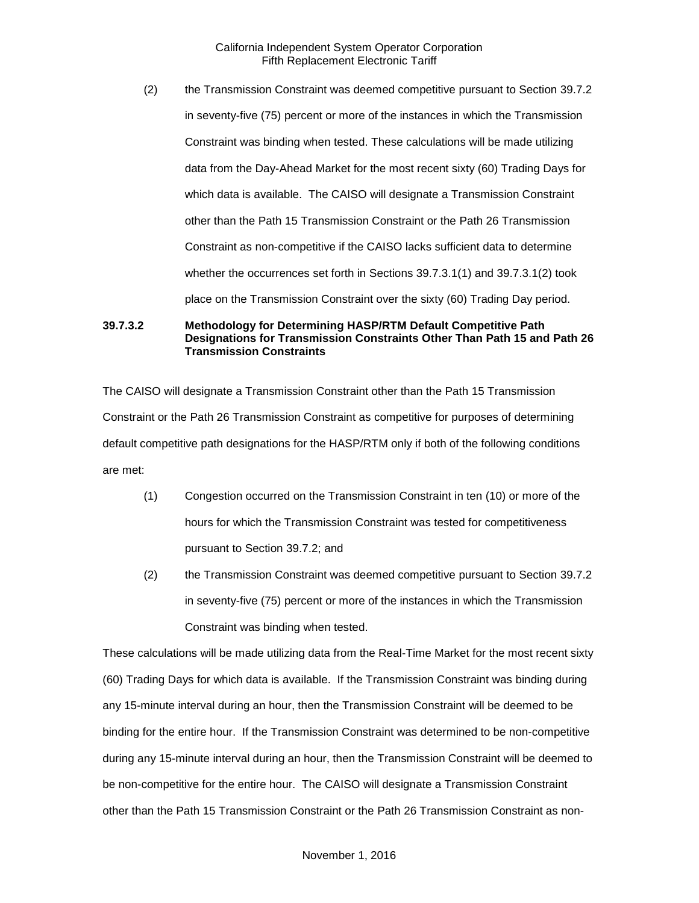(2) the Transmission Constraint was deemed competitive pursuant to Section 39.7.2 in seventy-five (75) percent or more of the instances in which the Transmission Constraint was binding when tested. These calculations will be made utilizing data from the Day-Ahead Market for the most recent sixty (60) Trading Days for which data is available. The CAISO will designate a Transmission Constraint other than the Path 15 Transmission Constraint or the Path 26 Transmission Constraint as non-competitive if the CAISO lacks sufficient data to determine whether the occurrences set forth in Sections 39.7.3.1(1) and 39.7.3.1(2) took place on the Transmission Constraint over the sixty (60) Trading Day period.

**39.7.3.2 Methodology for Determining HASP/RTM Default Competitive Path Designations for Transmission Constraints Other Than Path 15 and Path 26 Transmission Constraints**

The CAISO will designate a Transmission Constraint other than the Path 15 Transmission Constraint or the Path 26 Transmission Constraint as competitive for purposes of determining default competitive path designations for the HASP/RTM only if both of the following conditions are met:

(1) Congestion occurred on the Transmission Constraint in ten (10) or more of the hours for which the Transmission Constraint was tested for competitiveness pursuant to Section 39.7.2; and

(2) the Transmission Constraint was deemed competitive pursuant to Section 39.7.2 in seventy-five (75) percent or more of the instances in which the Transmission Constraint was binding when tested.

These calculations will be made utilizing data from the Real-Time Market for the most recent sixty (60) Trading Days for which data is available. If the Transmission Constraint was binding during any 15-minute interval during an hour, then the Transmission Constraint will be deemed to be binding for the entire hour. If the Transmission Constraint was determined to be non-competitive during any 15-minute interval during an hour, then the Transmission Constraint will be deemed to be non-competitive for the entire hour. The CAISO will designate a Transmission Constraint other than the Path 15 Transmission Constraint or the Path 26 Transmission Constraint as non-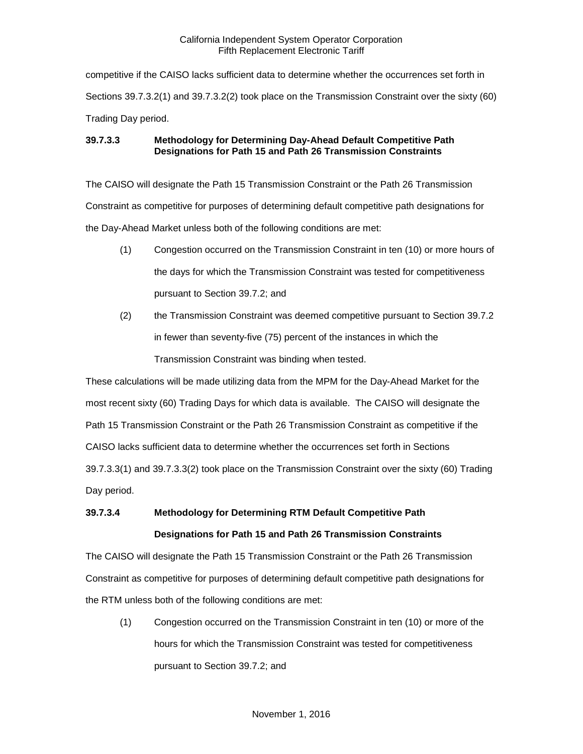competitive if the CAISO lacks sufficient data to determine whether the occurrences set forth in Sections 39.7.3.2(1) and 39.7.3.2(2) took place on the Transmission Constraint over the sixty (60) Trading Day period.

**39.7.3.3 Methodology for Determining Day-Ahead Default Competitive Path Designations for Path 15 and Path 26 Transmission Constraints**

The CAISO will designate the Path 15 Transmission Constraint or the Path 26 Transmission Constraint as competitive for purposes of determining default competitive path designations for the Day-Ahead Market unless both of the following conditions are met:

(1) Congestion occurred on the Transmission Constraint in ten (10) or more hours of the days for which the Transmission Constraint was tested for competitiveness pursuant to Section 39.7.2; and

(2) the Transmission Constraint was deemed competitive pursuant to Section 39.7.2 in fewer than seventy-five (75) percent of the instances in which the Transmission Constraint was binding when tested.

These calculations will be made utilizing data from the MPM for the Day-Ahead Market for the most recent sixty (60) Trading Days for which data is available. The CAISO will designate the Path 15 Transmission Constraint or the Path 26 Transmission Constraint as competitive if the CAISO lacks sufficient data to determine whether the occurrences set forth in Sections 39.7.3.3(1) and 39.7.3.3(2) took place on the Transmission Constraint over the sixty (60) Trading Day period.

**39.7.3.4 Methodology for Determining RTM Default Competitive Path Designations for Path 15 and Path 26 Transmission Constraints**

The CAISO will designate the Path 15 Transmission Constraint or the Path 26 Transmission Constraint as competitive for purposes of determining default competitive path designations for the RTM unless both of the following conditions are met:

(1) Congestion occurred on the Transmission Constraint in ten (10) or more of the hours for which the Transmission Constraint was tested for competitiveness pursuant to Section 39.7.2; and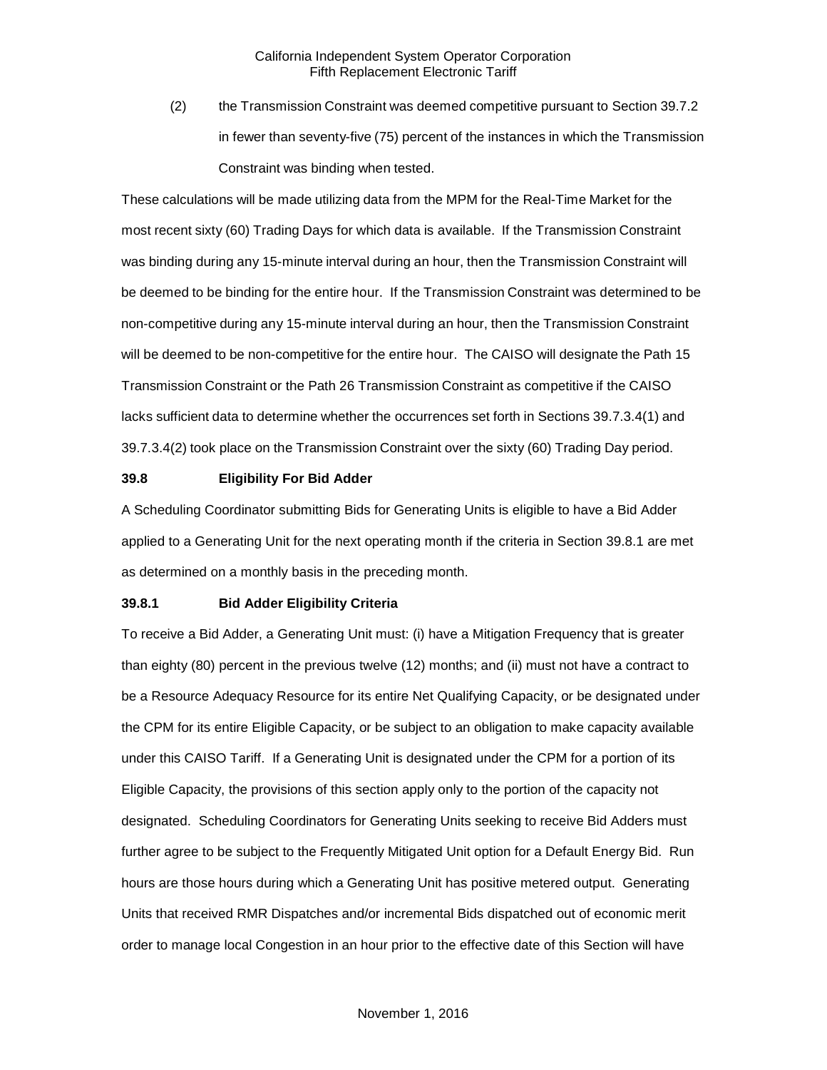(2) the Transmission Constraint was deemed competitive pursuant to Section 39.7.2 in fewer than seventy-five (75) percent of the instances in which the Transmission Constraint was binding when tested.

These calculations will be made utilizing data from the MPM for the Real-Time Market for the most recent sixty (60) Trading Days for which data is available. If the Transmission Constraint was binding during any 15-minute interval during an hour, then the Transmission Constraint will be deemed to be binding for the entire hour. If the Transmission Constraint was determined to be non-competitive during any 15-minute interval during an hour, then the Transmission Constraint will be deemed to be non-competitive for the entire hour. The CAISO will designate the Path 15 Transmission Constraint or the Path 26 Transmission Constraint as competitive if the CAISO lacks sufficient data to determine whether the occurrences set forth in Sections 39.7.3.4(1) and 39.7.3.4(2) took place on the Transmission Constraint over the sixty (60) Trading Day period.

**39.8 Eligibility For Bid Adder**

A Scheduling Coordinator submitting Bids for Generating Units is eligible to have a Bid Adder applied to a Generating Unit for the next operating month if the criteria in Section 39.8.1 are met as determined on a monthly basis in the preceding month.

**39.8.1 Bid Adder Eligibility Criteria**

To receive a Bid Adder, a Generating Unit must: (i) have a Mitigation Frequency that is greater than eighty (80) percent in the previous twelve (12) months; and (ii) must not have a contract to be a Resource Adequacy Resource for its entire Net Qualifying Capacity, or be designated under the CPM for its entire Eligible Capacity, or be subject to an obligation to make capacity available under this CAISO Tariff. If a Generating Unit is designated under the CPM for a portion of its Eligible Capacity, the provisions of this section apply only to the portion of the capacity not designated. Scheduling Coordinators for Generating Units seeking to receive Bid Adders must further agree to be subject to the Frequently Mitigated Unit option for a Default Energy Bid. Run hours are those hours during which a Generating Unit has positive metered output. Generating Units that received RMR Dispatches and/or incremental Bids dispatched out of economic merit order to manage local Congestion in an hour prior to the effective date of this Section will have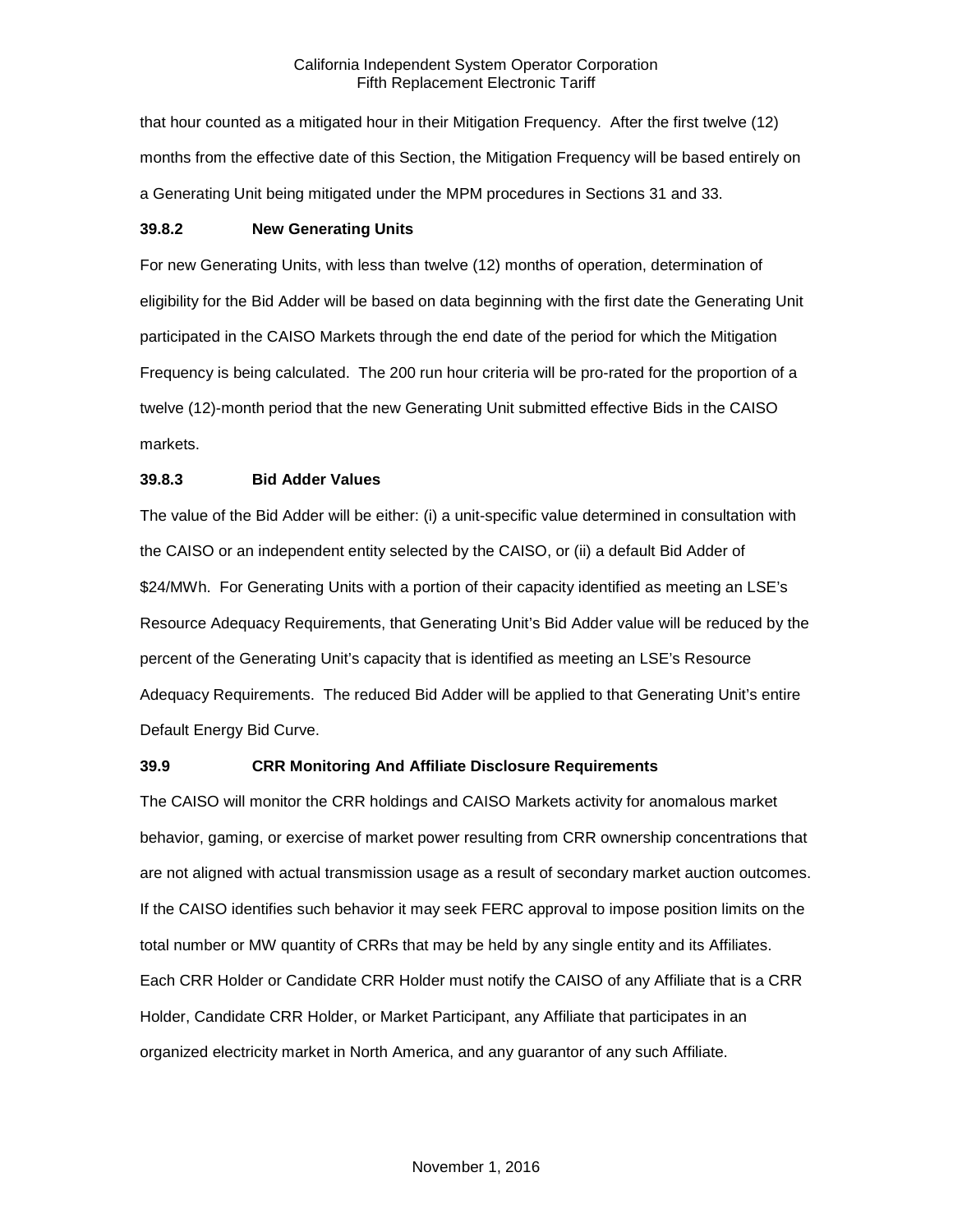that hour counted as a mitigated hour in their Mitigation Frequency. After the first twelve (12) months from the effective date of this Section, the Mitigation Frequency will be based entirely on a Generating Unit being mitigated under the MPM procedures in Sections 31 and 33.

#### 39.8.2 New Generating Units

For new Generating Units, with less than twelve (12) months of operation, determination of eligibility for the Bid Adder will be based on data beginning with the first date the Generating Unit participated in the CAISO Markets through the end date of the period for which the Mitigation Frequency is being calculated. The 200 run hour criteria will be pro-rated for the proportion of a twelve (12)-month period that the new Generating Unit submitted effective Bids in the CAISO markets.

#### 39.8.3 Bid Adder Values

The value of the Bid Adder will be either: (i) a unit-specific value determined in consultation with the CAISO or an independent entity selected by the CAISO, or (ii) a default Bid Adder of $24/MWh. For Generating Units with a portion of their capacity identified as meeting an LSE's Resource Adequacy Requirements, that Generating Unit's Bid Adder value will be reduced by the percent of the Generating Unit's capacity that is identified as meeting an LSE's Resource Adequacy Requirements. The reduced Bid Adder will be applied to that Generating Unit's entire Default Energy Bid Curve.

### 39.9 CRR Monitoring And Affiliate Disclosure Requirements

The CAISO will monitor the CRR holdings and CAISO Markets activity for anomalous market behavior, gaming, or exercise of market power resulting from CRR ownership concentrations that are not aligned with actual transmission usage as a result of secondary market auction outcomes. If the CAISO identifies such behavior it may seek FERC approval to impose position limits on the total number or MW quantity of CRRs that may be held by any single entity and its Affiliates. Each CRR Holder or Candidate CRR Holder must notify the CAISO of any Affiliate that is a CRR Holder, Candidate CRR Holder, or Market Participant, any Affiliate that participates in an organized electricity market in North America, and any guarantor of any such Affiliate.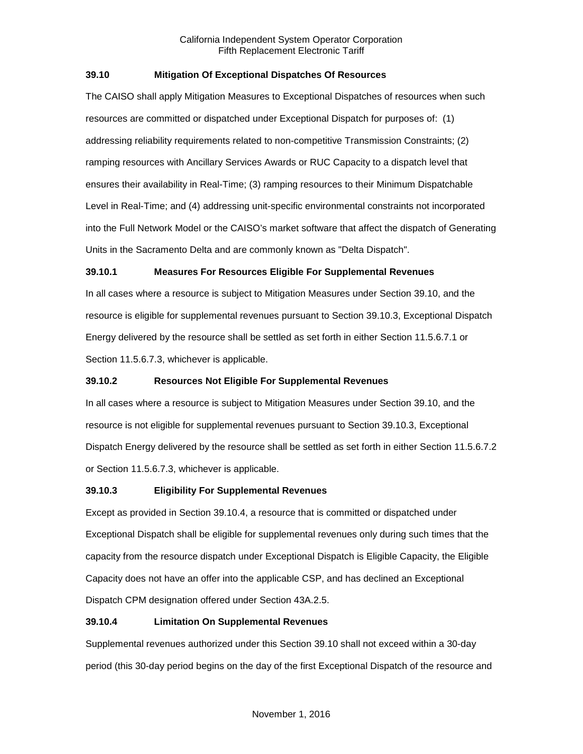### 39.10 Mitigation Of Exceptional Dispatches Of Resources

The CAISO shall apply Mitigation Measures to Exceptional Dispatches of resources when such resources are committed or dispatched under Exceptional Dispatch for purposes of: (1) addressing reliability requirements related to non-competitive Transmission Constraints; (2) ramping resources with Ancillary Services Awards or RUC Capacity to a dispatch level that ensures their availability in Real-Time; (3) ramping resources to their Minimum Dispatchable Level in Real-Time; and (4) addressing unit-specific environmental constraints not incorporated into the Full Network Model or the CAISO's market software that affect the dispatch of Generating Units in the Sacramento Delta and are commonly known as "Delta Dispatch".

### 39.10.1 Measures For Resources Eligible For Supplemental Revenues

In all cases where a resource is subject to Mitigation Measures under Section 39.10, and the resource is eligible for supplemental revenues pursuant to Section 39.10.3, Exceptional Dispatch Energy delivered by the resource shall be settled as set forth in either Section 11.5.6.7.1 or Section 11.5.6.7.3, whichever is applicable.

### 39.10.2 Resources Not Eligible For Supplemental Revenues

In all cases where a resource is subject to Mitigation Measures under Section 39.10, and the resource is not eligible for supplemental revenues pursuant to Section 39.10.3, Exceptional Dispatch Energy delivered by the resource shall be settled as set forth in either Section 11.5.6.7.2 or Section 11.5.6.7.3, whichever is applicable.

### 39.10.3 Eligibility For Supplemental Revenues

Except as provided in Section 39.10.4, a resource that is committed or dispatched under Exceptional Dispatch shall be eligible for supplemental revenues only during such times that the capacity from the resource dispatch under Exceptional Dispatch is Eligible Capacity, the Eligible Capacity does not have an offer into the applicable CSP, and has declined an Exceptional Dispatch CPM designation offered under Section 43A.2.5.

### 39.10.4 Limitation On Supplemental Revenues

Supplemental revenues authorized under this Section 39.10 shall not exceed within a 30-day period (this 30-day period begins on the day of the first Exceptional Dispatch of the resource and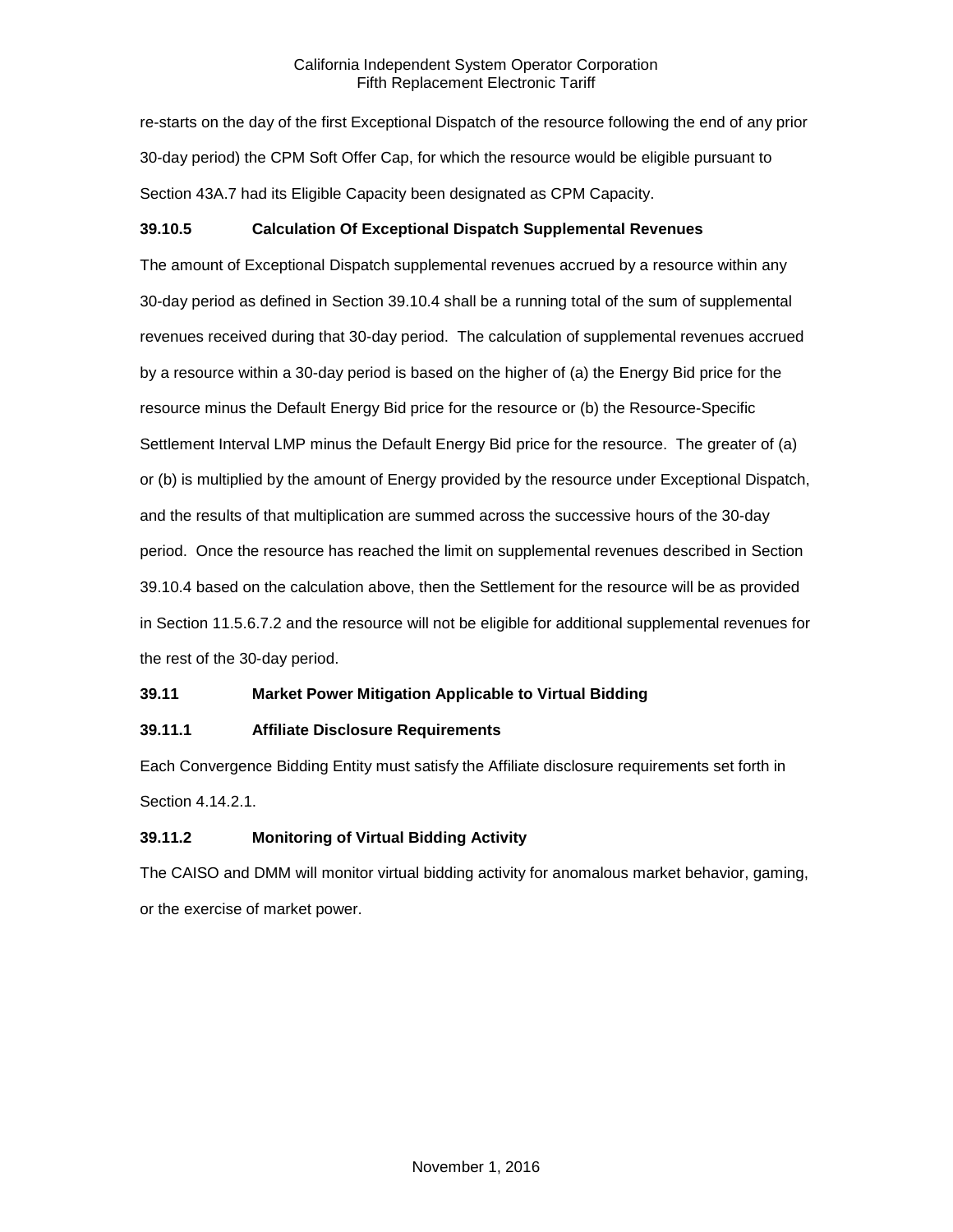re-starts on the day of the first Exceptional Dispatch of the resource following the end of any prior 30-day period) the CPM Soft Offer Cap, for which the resource would be eligible pursuant to Section 43A.7 had its Eligible Capacity been designated as CPM Capacity.

**39.10.5 Calculation Of Exceptional Dispatch Supplemental Revenues**

The amount of Exceptional Dispatch supplemental revenues accrued by a resource within any 30-day period as defined in Section 39.10.4 shall be a running total of the sum of supplemental revenues received during that 30-day period. The calculation of supplemental revenues accrued by a resource within a 30-day period is based on the higher of (a) the Energy Bid price for the resource minus the Default Energy Bid price for the resource or (b) the Resource-Specific Settlement Interval LMP minus the Default Energy Bid price for the resource. The greater of (a) or (b) is multiplied by the amount of Energy provided by the resource under Exceptional Dispatch, and the results of that multiplication are summed across the successive hours of the 30-day period. Once the resource has reached the limit on supplemental revenues described in Section 39.10.4 based on the calculation above, then the Settlement for the resource will be as provided in Section 11.5.6.7.2 and the resource will not be eligible for additional supplemental revenues for the rest of the 30-day period.

**39.11 Market Power Mitigation Applicable to Virtual Bidding**

**39.11.1 Affiliate Disclosure Requirements**

Each Convergence Bidding Entity must satisfy the Affiliate disclosure requirements set forth in Section 4.14.2.1.

**39.11.2 Monitoring of Virtual Bidding Activity**

The CAISO and DMM will monitor virtual bidding activity for anomalous market behavior, gaming, or the exercise of market power.